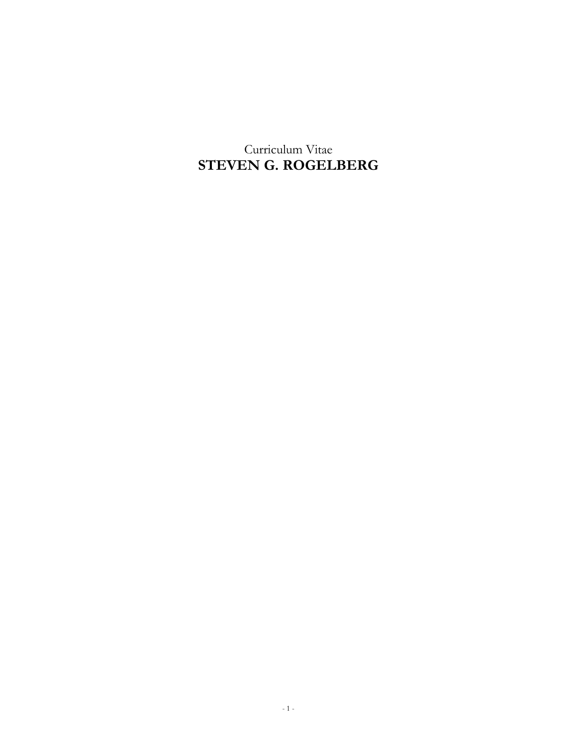Curriculum Vitae

# STEVEN G. ROGELBERG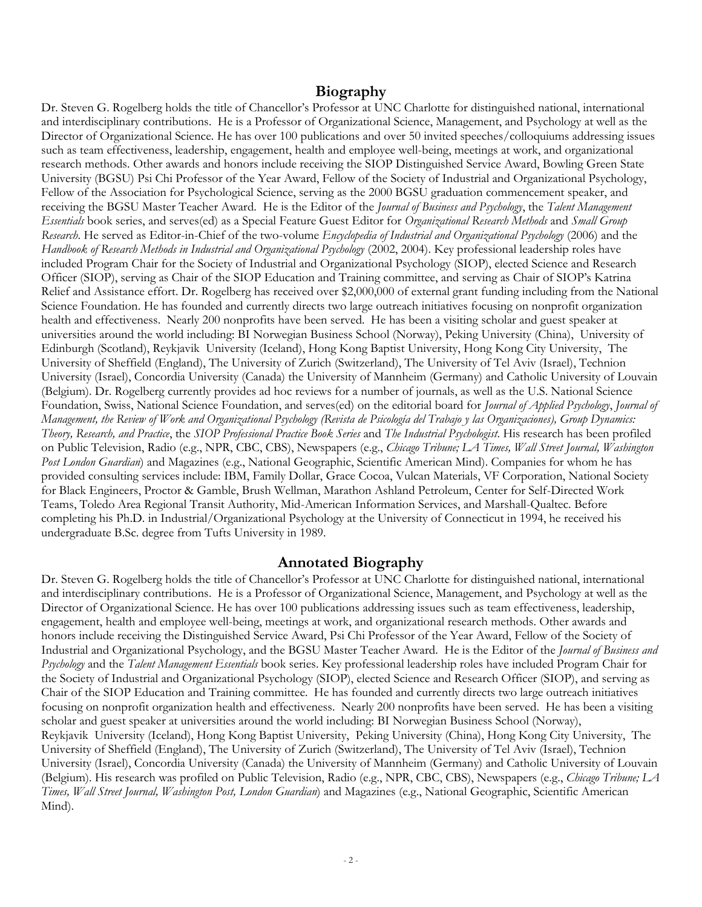## Biography

Dr. Steven G. Rogelberg holds the title of Chancellor's Professor at UNC Charlotte for distinguished national, international and interdisciplinary contributions. He is a Professor of Organizational Science, Management, and Psychology at well as the Director of Organizational Science. He has over 100 publications and over 50 invited speeches/colloquiums addressing issues such as team effectiveness, leadership, engagement, health and employee well-being, meetings at work, and organizational research methods. Other awards and honors include receiving the SIOP Distinguished Service Award, Bowling Green State University (BGSU) Psi Chi Professor of the Year Award, Fellow of the Society of Industrial and Organizational Psychology, Fellow of the Association for Psychological Science, serving as the 2000 BGSU graduation commencement speaker, and receiving the BGSU Master Teacher Award. He is the Editor of the *Journal of Business and Psychology*, the *Talent Management Essentials* book series, and serves(ed) as a Special Feature Guest Editor for *Organizational Research Methods* and *Small Group Research*. He served as Editor-in-Chief of the two-volume *Encyclopedia of Industrial and Organizational Psychology* (2006) and the *Handbook of Research Methods in Industrial and Organizational Psychology* (2002, 2004). Key professional leadership roles have included Program Chair for the Society of Industrial and Organizational Psychology (SIOP), elected Science and Research Officer (SIOP), serving as Chair of the SIOP Education and Training committee, and serving as Chair of SIOP's Katrina Relief and Assistance effort. Dr. Rogelberg has received over $2,000,000 of external grant funding including from the National Science Foundation. He has founded and currently directs two large outreach initiatives focusing on nonprofit organization health and effectiveness. Nearly 200 nonprofits have been served. He has been a visiting scholar and guest speaker at universities around the world including: BI Norwegian Business School (Norway), Peking University (China), University of Edinburgh (Scotland), Reykjavik University (Iceland), Hong Kong Baptist University, Hong Kong City University, The University of Sheffield (England), The University of Zurich (Switzerland), The University of Tel Aviv (Israel), Technion University (Israel), Concordia University (Canada) the University of Mannheim (Germany) and Catholic University of Louvain (Belgium). Dr. Rogelberg currently provides ad hoc reviews for a number of journals, as well as the U.S. National Science Foundation, Swiss, National Science Foundation, and serves(ed) on the editorial board for *Journal of Applied Psychology*, *Journal of Management, the Review of Work and Organizational Psychology (Revista de Psicología del Trabajo y las Organizaciones), Group Dynamics: Theory, Research, and Practice*, the *SIOP Professional Practice Book Series* and *The Industrial Psychologist*. His research has been profiled on Public Television, Radio (e.g., NPR, CBC, CBS), Newspapers (e.g., *Chicago Tribune; LA Times, Wall Street Journal, Washington Post London Guardian*) and Magazines (e.g., National Geographic, Scientific American Mind). Companies for whom he has provided consulting services include: IBM, Family Dollar, Grace Cocoa, Vulcan Materials, VF Corporation, National Society for Black Engineers, Proctor & Gamble, Brush Wellman, Marathon Ashland Petroleum, Center for Self-Directed Work Teams, Toledo Area Regional Transit Authority, Mid-American Information Services, and Marshall-Qualtec. Before completing his Ph.D. in Industrial/Organizational Psychology at the University of Connecticut in 1994, he received his undergraduate B.Sc. degree from Tufts University in 1989.

## Annotated Biography

Dr. Steven G. Rogelberg holds the title of Chancellor's Professor at UNC Charlotte for distinguished national, international and interdisciplinary contributions. He is a Professor of Organizational Science, Management, and Psychology at well as the Director of Organizational Science. He has over 100 publications addressing issues such as team effectiveness, leadership, engagement, health and employee well-being, meetings at work, and organizational research methods. Other awards and honors include receiving the Distinguished Service Award, Psi Chi Professor of the Year Award, Fellow of the Society of Industrial and Organizational Psychology, and the BGSU Master Teacher Award. He is the Editor of the *Journal of Business and Psychology* and the *Talent Management Essentials* book series. Key professional leadership roles have included Program Chair for the Society of Industrial and Organizational Psychology (SIOP), elected Science and Research Officer (SIOP), and serving as Chair of the SIOP Education and Training committee. He has founded and currently directs two large outreach initiatives focusing on nonprofit organization health and effectiveness. Nearly 200 nonprofits have been served. He has been a visiting scholar and guest speaker at universities around the world including: BI Norwegian Business School (Norway), Reykjavik University (Iceland), Hong Kong Baptist University, Peking University (China), Hong Kong City University, The University of Sheffield (England), The University of Zurich (Switzerland), The University of Tel Aviv (Israel), Technion University (Israel), Concordia University (Canada) the University of Mannheim (Germany) and Catholic University of Louvain (Belgium). His research was profiled on Public Television, Radio (e.g., NPR, CBC, CBS), Newspapers (e.g., *Chicago Tribune; LA Times, Wall Street Journal, Washington Post, London Guardian*) and Magazines (e.g., National Geographic, Scientific American Mind).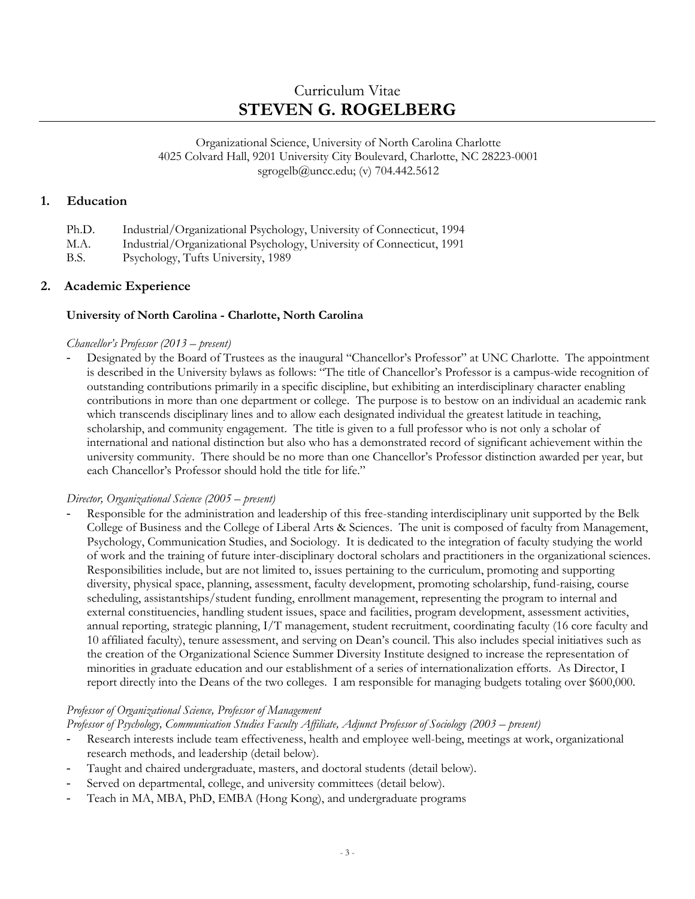# Curriculum Vitae
# STEVEN G. ROGELBERG

Organizational Science, University of North Carolina Charlotte
4025 Colvard Hall, 9201 University City Boulevard, Charlotte, NC 28223-0001
sgrogelb@uncc.edu; (v) 704.442.5612

## 1. Education

Ph.D. Industrial/Organizational Psychology, University of Connecticut, 1994
M.A. Industrial/Organizational Psychology, University of Connecticut, 1991
B.S. Psychology, Tufts University, 1989

## 2. Academic Experience

### University of North Carolina - Charlotte, North Carolina

*Chancellor's Professor (2013 – present)*

- Designated by the Board of Trustees as the inaugural "Chancellor's Professor" at UNC Charlotte. The appointment is described in the University bylaws as follows: "The title of Chancellor's Professor is a campus-wide recognition of outstanding contributions primarily in a specific discipline, but exhibiting an interdisciplinary character enabling contributions in more than one department or college. The purpose is to bestow on an individual an academic rank which transcends disciplinary lines and to allow each designated individual the greatest latitude in teaching, scholarship, and community engagement. The title is given to a full professor who is not only a scholar of international and national distinction but also who has a demonstrated record of significant achievement within the university community. There should be no more than one Chancellor's Professor distinction awarded per year, but each Chancellor's Professor should hold the title for life."

*Director, Organizational Science (2005 – present)*

- Responsible for the administration and leadership of this free-standing interdisciplinary unit supported by the Belk College of Business and the College of Liberal Arts & Sciences. The unit is composed of faculty from Management, Psychology, Communication Studies, and Sociology. It is dedicated to the integration of faculty studying the world of work and the training of future inter-disciplinary doctoral scholars and practitioners in the organizational sciences. Responsibilities include, but are not limited to, issues pertaining to the curriculum, promoting and supporting diversity, physical space, planning, assessment, faculty development, promoting scholarship, fund-raising, course scheduling, assistantships/student funding, enrollment management, representing the program to internal and external constituencies, handling student issues, space and facilities, program development, assessment activities, annual reporting, strategic planning, I/T management, student recruitment, coordinating faculty (16 core faculty and 10 affiliated faculty), tenure assessment, and serving on Dean's council. This also includes special initiatives such as the creation of the Organizational Science Summer Diversity Institute designed to increase the representation of minorities in graduate education and our establishment of a series of internationalization efforts. As Director, I report directly into the Deans of the two colleges. I am responsible for managing budgets totaling over $600,000.

*Professor of Organizational Science, Professor of Management*
*Professor of Psychology, Communication Studies Faculty Affiliate, Adjunct Professor of Sociology (2003 – present)*

- Research interests include team effectiveness, health and employee well-being, meetings at work, organizational research methods, and leadership (detail below).
- Taught and chaired undergraduate, masters, and doctoral students (detail below).
- Served on departmental, college, and university committees (detail below).
- Teach in MA, MBA, PhD, EMBA (Hong Kong), and undergraduate programs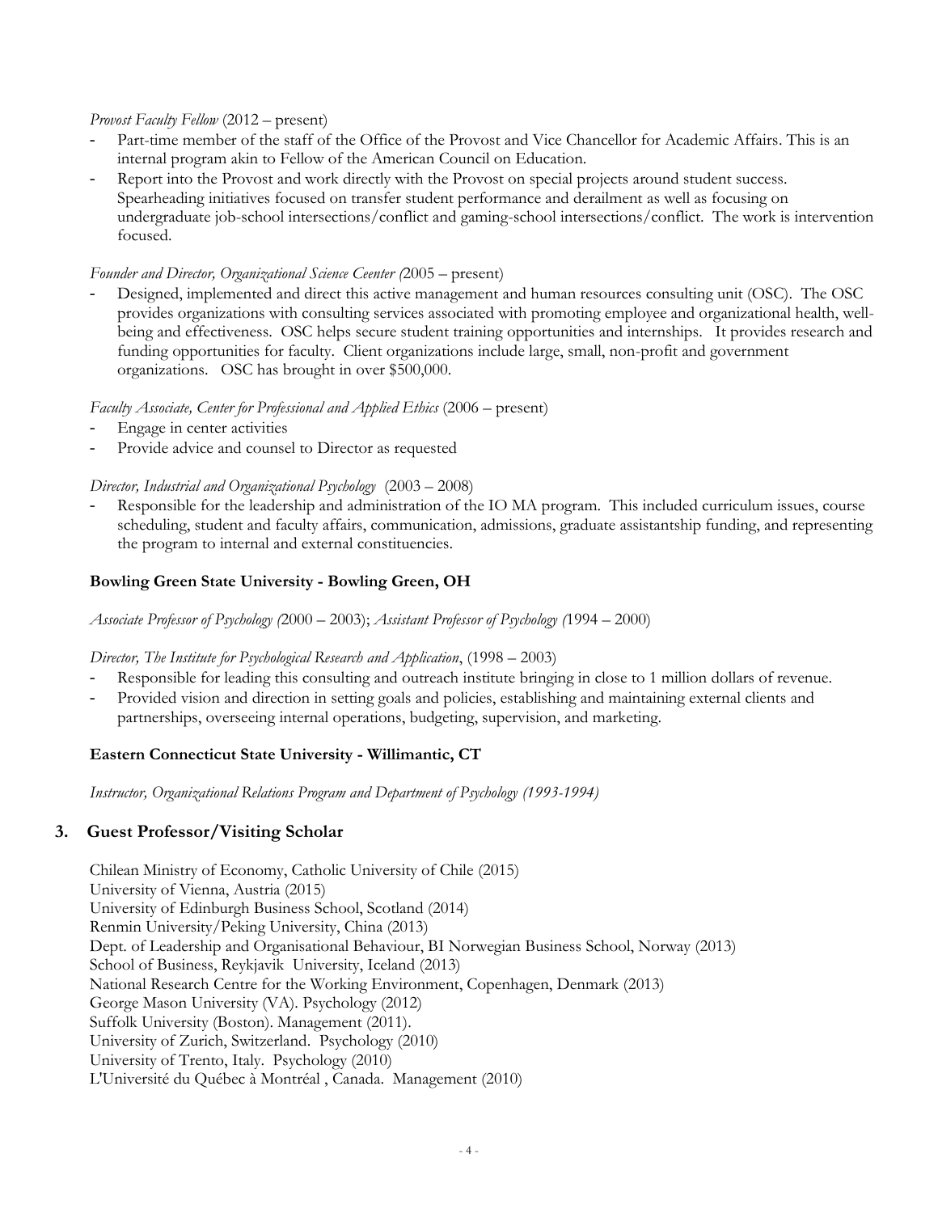*Provost Faculty Fellow* (2012 – present)

- Part-time member of the staff of the Office of the Provost and Vice Chancellor for Academic Affairs. This is an internal program akin to Fellow of the American Council on Education.
- Report into the Provost and work directly with the Provost on special projects around student success. Spearheading initiatives focused on transfer student performance and derailment as well as focusing on undergraduate job-school intersections/conflict and gaming-school intersections/conflict. The work is intervention focused.

*Founder and Director, Organizational Science Ceenter (*2005 – present)

- Designed, implemented and direct this active management and human resources consulting unit (OSC). The OSC provides organizations with consulting services associated with promoting employee and organizational health, well-being and effectiveness. OSC helps secure student training opportunities and internships. It provides research and funding opportunities for faculty. Client organizations include large, small, non-profit and government organizations. OSC has brought in over $500,000.

*Faculty Associate, Center for Professional and Applied Ethics* (2006 – present)

- Engage in center activities
- Provide advice and counsel to Director as requested

*Director, Industrial and Organizational Psychology* (2003 – 2008)

- Responsible for the leadership and administration of the IO MA program. This included curriculum issues, course scheduling, student and faculty affairs, communication, admissions, graduate assistantship funding, and representing the program to internal and external constituencies.

**Bowling Green State University - Bowling Green, OH**

*Associate Professor of Psychology (*2000 – 2003); *Assistant Professor of Psychology (*1994 – 2000)

*Director, The Institute for Psychological Research and Application*, (1998 – 2003)

- Responsible for leading this consulting and outreach institute bringing in close to 1 million dollars of revenue.
- Provided vision and direction in setting goals and policies, establishing and maintaining external clients and partnerships, overseeing internal operations, budgeting, supervision, and marketing.

**Eastern Connecticut State University - Willimantic, CT**

*Instructor, Organizational Relations Program and Department of Psychology (1993-1994)*

## 3. Guest Professor/Visiting Scholar

Chilean Ministry of Economy, Catholic University of Chile (2015)
University of Vienna, Austria (2015)
University of Edinburgh Business School, Scotland (2014)
Renmin University/Peking University, China (2013)
Dept. of Leadership and Organisational Behaviour, BI Norwegian Business School, Norway (2013)
School of Business, Reykjavik University, Iceland (2013)
National Research Centre for the Working Environment, Copenhagen, Denmark (2013)
George Mason University (VA). Psychology (2012)
Suffolk University (Boston). Management (2011).
University of Zurich, Switzerland. Psychology (2010)
University of Trento, Italy. Psychology (2010)
L'Université du Québec à Montréal , Canada. Management (2010)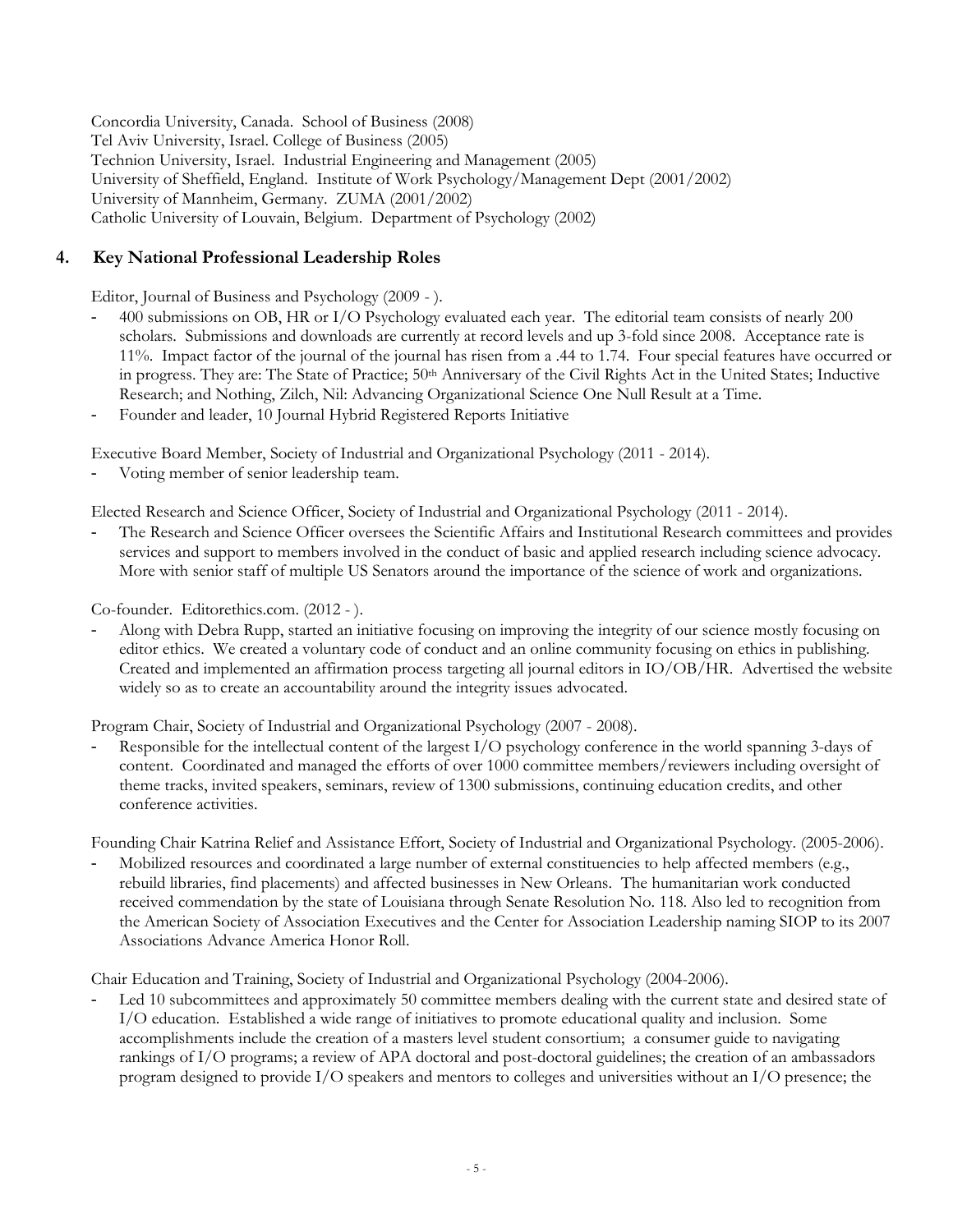Concordia University, Canada. School of Business (2008)
Tel Aviv University, Israel. College of Business (2005)
Technion University, Israel. Industrial Engineering and Management (2005)
University of Sheffield, England. Institute of Work Psychology/Management Dept (2001/2002)
University of Mannheim, Germany. ZUMA (2001/2002)
Catholic University of Louvain, Belgium. Department of Psychology (2002)

## 4. Key National Professional Leadership Roles

Editor, Journal of Business and Psychology (2009 - ).

- 400 submissions on OB, HR or I/O Psychology evaluated each year. The editorial team consists of nearly 200 scholars. Submissions and downloads are currently at record levels and up 3-fold since 2008. Acceptance rate is 11%. Impact factor of the journal of the journal has risen from a .44 to 1.74. Four special features have occurred or in progress. They are: The State of Practice; 50th Anniversary of the Civil Rights Act in the United States; Inductive Research; and Nothing, Zilch, Nil: Advancing Organizational Science One Null Result at a Time.
- Founder and leader, 10 Journal Hybrid Registered Reports Initiative

Executive Board Member, Society of Industrial and Organizational Psychology (2011 - 2014).

- Voting member of senior leadership team.

Elected Research and Science Officer, Society of Industrial and Organizational Psychology (2011 - 2014).

- The Research and Science Officer oversees the Scientific Affairs and Institutional Research committees and provides services and support to members involved in the conduct of basic and applied research including science advocacy. More with senior staff of multiple US Senators around the importance of the science of work and organizations.

Co-founder. Editorethics.com. (2012 - ).

- Along with Debra Rupp, started an initiative focusing on improving the integrity of our science mostly focusing on editor ethics. We created a voluntary code of conduct and an online community focusing on ethics in publishing. Created and implemented an affirmation process targeting all journal editors in IO/OB/HR. Advertised the website widely so as to create an accountability around the integrity issues advocated.

Program Chair, Society of Industrial and Organizational Psychology (2007 - 2008).

- Responsible for the intellectual content of the largest I/O psychology conference in the world spanning 3-days of content. Coordinated and managed the efforts of over 1000 committee members/reviewers including oversight of theme tracks, invited speakers, seminars, review of 1300 submissions, continuing education credits, and other conference activities.

Founding Chair Katrina Relief and Assistance Effort, Society of Industrial and Organizational Psychology. (2005-2006).

- Mobilized resources and coordinated a large number of external constituencies to help affected members (e.g., rebuild libraries, find placements) and affected businesses in New Orleans. The humanitarian work conducted received commendation by the state of Louisiana through Senate Resolution No. 118. Also led to recognition from the American Society of Association Executives and the Center for Association Leadership naming SIOP to its 2007 Associations Advance America Honor Roll.

Chair Education and Training, Society of Industrial and Organizational Psychology (2004-2006).

- Led 10 subcommittees and approximately 50 committee members dealing with the current state and desired state of I/O education. Established a wide range of initiatives to promote educational quality and inclusion. Some accomplishments include the creation of a masters level student consortium; a consumer guide to navigating rankings of I/O programs; a review of APA doctoral and post-doctoral guidelines; the creation of an ambassadors program designed to provide I/O speakers and mentors to colleges and universities without an I/O presence; the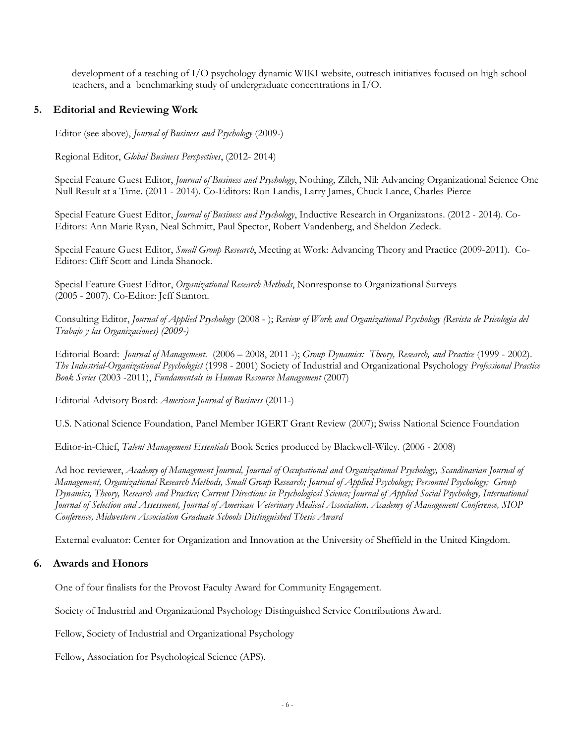development of a teaching of I/O psychology dynamic WIKI website, outreach initiatives focused on high school teachers, and a benchmarking study of undergraduate concentrations in I/O.

## 5. Editorial and Reviewing Work

Editor (see above), *Journal of Business and Psychology* (2009-)

Regional Editor, *Global Business Perspectives*, (2012- 2014)

Special Feature Guest Editor, *Journal of Business and Psychology*, Nothing, Zilch, Nil: Advancing Organizational Science One Null Result at a Time. (2011 - 2014). Co-Editors: Ron Landis, Larry James, Chuck Lance, Charles Pierce

Special Feature Guest Editor, *Journal of Business and Psychology*, Inductive Research in Organizatons. (2012 - 2014). Co-Editors: Ann Marie Ryan, Neal Schmitt, Paul Spector, Robert Vandenberg, and Sheldon Zedeck.

Special Feature Guest Editor, *Small Group Research*, Meeting at Work: Advancing Theory and Practice (2009-2011). Co-Editors: Cliff Scott and Linda Shanock.

Special Feature Guest Editor, *Organizational Research Methods*, Nonresponse to Organizational Surveys (2005 - 2007). Co-Editor: Jeff Stanton.

Consulting Editor, *Journal of Applied Psychology* (2008 - ); *Review of Work and Organizational Psychology (Revista de Psicología del Trabajo y las Organizaciones) (2009-)*

Editorial Board: *Journal of Management*. (2006 – 2008, 2011 -); *Group Dynamics: Theory, Research, and Practice* (1999 - 2002). *The Industrial-Organizational Psychologist* (1998 - 2001) Society of Industrial and Organizational Psychology *Professional Practice Book Series* (2003 -2011), *Fundamentals in Human Resource Management* (2007)

Editorial Advisory Board: *American Journal of Business* (2011-)

U.S. National Science Foundation, Panel Member IGERT Grant Review (2007); Swiss National Science Foundation

Editor-in-Chief, *Talent Management Essentials* Book Series produced by Blackwell-Wiley. (2006 - 2008)

Ad hoc reviewer, *Academy of Management Journal, Journal of Occupational and Organizational Psychology, Scandinavian Journal of Management, Organizational Research Methods, Small Group Research; Journal of Applied Psychology; Personnel Psychology; Group Dynamics, Theory, Research and Practice; Current Directions in Psychological Science; Journal of Applied Social Psychology, International Journal of Selection and Assessment, Journal of American Veterinary Medical Association, Academy of Management Conference, SIOP Conference, Midwestern Association Graduate Schools Distinguished Thesis Award*

External evaluator: Center for Organization and Innovation at the University of Sheffield in the United Kingdom.

## 6. Awards and Honors

One of four finalists for the Provost Faculty Award for Community Engagement.

Society of Industrial and Organizational Psychology Distinguished Service Contributions Award.

Fellow, Society of Industrial and Organizational Psychology

Fellow, Association for Psychological Science (APS).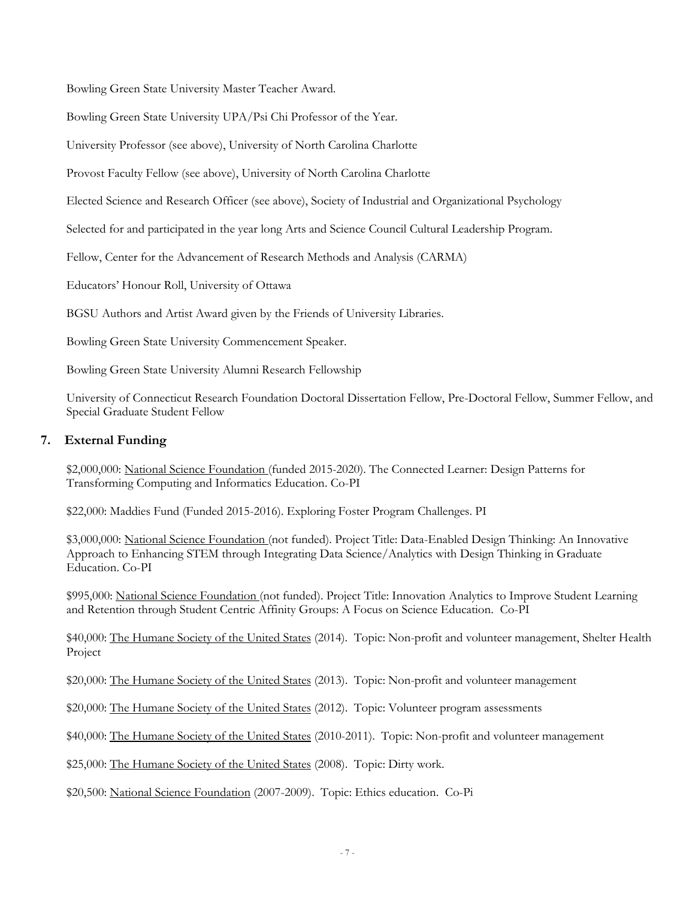Bowling Green State University Master Teacher Award.

Bowling Green State University UPA/Psi Chi Professor of the Year.

University Professor (see above), University of North Carolina Charlotte

Provost Faculty Fellow (see above), University of North Carolina Charlotte

Elected Science and Research Officer (see above), Society of Industrial and Organizational Psychology

Selected for and participated in the year long Arts and Science Council Cultural Leadership Program.

Fellow, Center for the Advancement of Research Methods and Analysis (CARMA)

Educators' Honour Roll, University of Ottawa

BGSU Authors and Artist Award given by the Friends of University Libraries.

Bowling Green State University Commencement Speaker.

Bowling Green State University Alumni Research Fellowship

University of Connecticut Research Foundation Doctoral Dissertation Fellow, Pre-Doctoral Fellow, Summer Fellow, and Special Graduate Student Fellow

## 7. External Funding

$2,000,000: National Science Foundation (funded 2015-2020). The Connected Learner: Design Patterns for Transforming Computing and Informatics Education. Co-PI

$22,000: Maddies Fund (Funded 2015-2016). Exploring Foster Program Challenges. PI

$3,000,000: National Science Foundation (not funded). Project Title: Data-Enabled Design Thinking: An Innovative Approach to Enhancing STEM through Integrating Data Science/Analytics with Design Thinking in Graduate Education. Co-PI

$995,000: National Science Foundation (not funded). Project Title: Innovation Analytics to Improve Student Learning and Retention through Student Centric Affinity Groups: A Focus on Science Education. Co-PI

$40,000: The Humane Society of the United States (2014). Topic: Non-profit and volunteer management, Shelter Health Project

$20,000: The Humane Society of the United States (2013). Topic: Non-profit and volunteer management

$20,000: The Humane Society of the United States (2012). Topic: Volunteer program assessments

$40,000: The Humane Society of the United States (2010-2011). Topic: Non-profit and volunteer management

$25,000: The Humane Society of the United States (2008). Topic: Dirty work.

$20,500: National Science Foundation (2007-2009). Topic: Ethics education. Co-Pi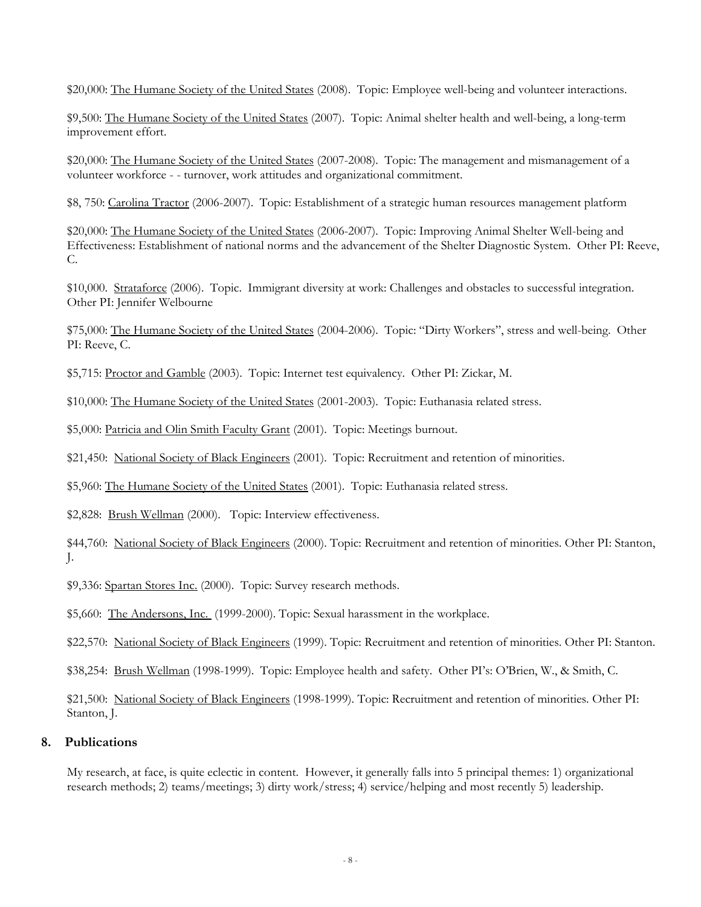$20,000: The Humane Society of the United States (2008). Topic: Employee well-being and volunteer interactions.

$9,500: The Humane Society of the United States (2007). Topic: Animal shelter health and well-being, a long-term improvement effort.

$20,000: The Humane Society of the United States (2007-2008). Topic: The management and mismanagement of a volunteer workforce - - turnover, work attitudes and organizational commitment.

$8, 750: Carolina Tractor (2006-2007). Topic: Establishment of a strategic human resources management platform

$20,000: The Humane Society of the United States (2006-2007). Topic: Improving Animal Shelter Well-being and Effectiveness: Establishment of national norms and the advancement of the Shelter Diagnostic System. Other PI: Reeve, C.

$10,000. Strataforce (2006). Topic. Immigrant diversity at work: Challenges and obstacles to successful integration. Other PI: Jennifer Welbourne

$75,000: The Humane Society of the United States (2004-2006). Topic: "Dirty Workers", stress and well-being. Other PI: Reeve, C.

$5,715: Proctor and Gamble (2003). Topic: Internet test equivalency. Other PI: Zickar, M.

$10,000: The Humane Society of the United States (2001-2003). Topic: Euthanasia related stress.

$5,000: Patricia and Olin Smith Faculty Grant (2001). Topic: Meetings burnout.

$21,450: National Society of Black Engineers (2001). Topic: Recruitment and retention of minorities.

$5,960: The Humane Society of the United States (2001). Topic: Euthanasia related stress.

$2,828: Brush Wellman (2000). Topic: Interview effectiveness.

$44,760: National Society of Black Engineers (2000). Topic: Recruitment and retention of minorities. Other PI: Stanton, J.

$9,336: Spartan Stores Inc. (2000). Topic: Survey research methods.

$5,660: The Andersons, Inc. (1999-2000). Topic: Sexual harassment in the workplace.

$22,570: National Society of Black Engineers (1999). Topic: Recruitment and retention of minorities. Other PI: Stanton.

$38,254: Brush Wellman (1998-1999). Topic: Employee health and safety. Other PI's: O'Brien, W., & Smith, C.

$21,500: National Society of Black Engineers (1998-1999). Topic: Recruitment and retention of minorities. Other PI: Stanton, J.

## 8. Publications

My research, at face, is quite eclectic in content. However, it generally falls into 5 principal themes: 1) organizational research methods; 2) teams/meetings; 3) dirty work/stress; 4) service/helping and most recently 5) leadership.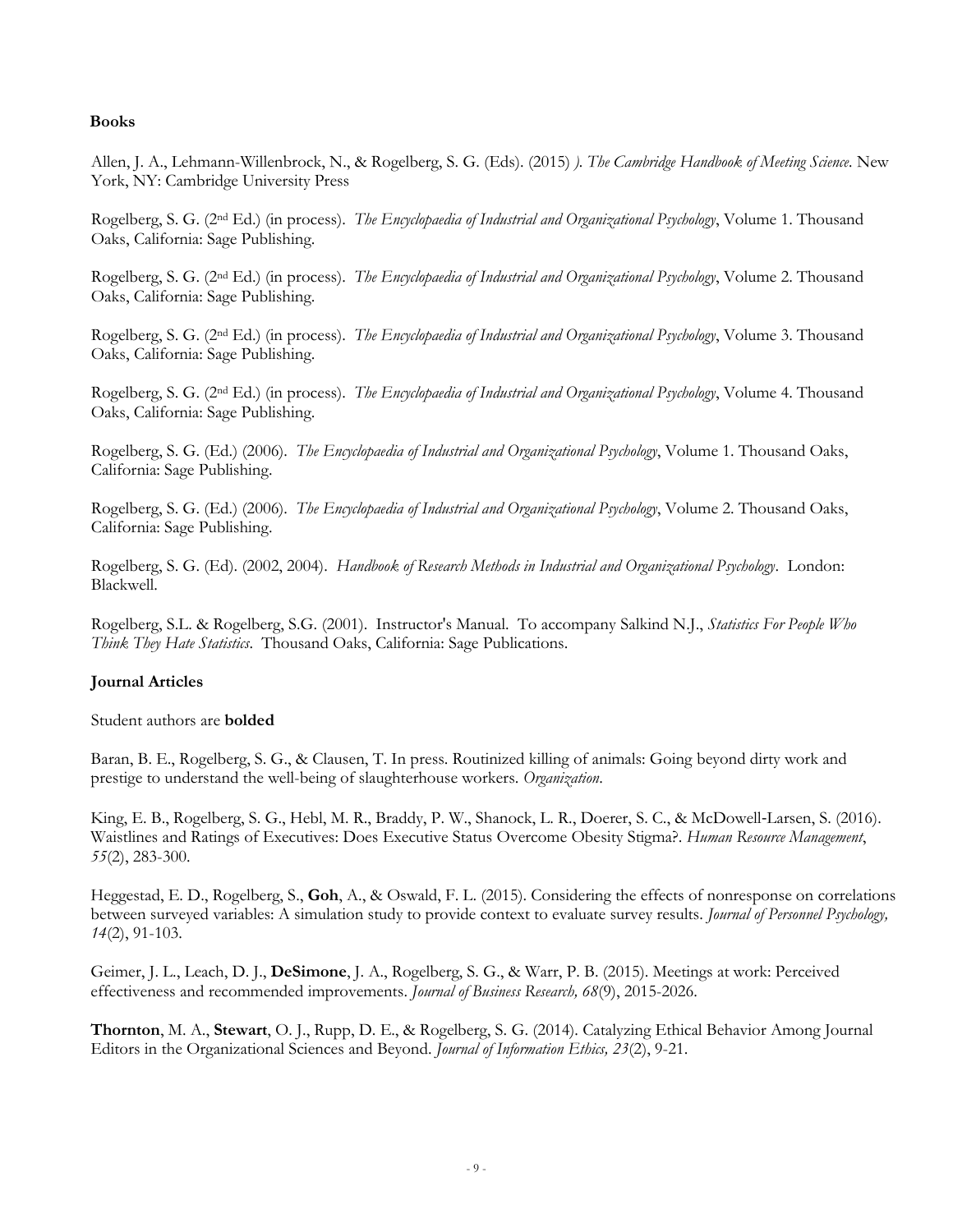**Books**

Allen, J. A., Lehmann-Willenbrock, N., & Rogelberg, S. G. (Eds). (2015) *). The Cambridge Handbook of Meeting Science.* New York, NY: Cambridge University Press

Rogelberg, S. G. (2nd Ed.) (in process). *The Encyclopaedia of Industrial and Organizational Psychology*, Volume 1. Thousand Oaks, California: Sage Publishing.

Rogelberg, S. G. (2nd Ed.) (in process). *The Encyclopaedia of Industrial and Organizational Psychology*, Volume 2. Thousand Oaks, California: Sage Publishing.

Rogelberg, S. G. (2nd Ed.) (in process). *The Encyclopaedia of Industrial and Organizational Psychology*, Volume 3. Thousand Oaks, California: Sage Publishing.

Rogelberg, S. G. (2nd Ed.) (in process). *The Encyclopaedia of Industrial and Organizational Psychology*, Volume 4. Thousand Oaks, California: Sage Publishing.

Rogelberg, S. G. (Ed.) (2006). *The Encyclopaedia of Industrial and Organizational Psychology*, Volume 1. Thousand Oaks, California: Sage Publishing.

Rogelberg, S. G. (Ed.) (2006). *The Encyclopaedia of Industrial and Organizational Psychology*, Volume 2. Thousand Oaks, California: Sage Publishing.

Rogelberg, S. G. (Ed). (2002, 2004). *Handbook of Research Methods in Industrial and Organizational Psychology*. London: Blackwell.

Rogelberg, S.L. & Rogelberg, S.G. (2001). Instructor's Manual. To accompany Salkind N.J., *Statistics For People Who Think They Hate Statistics*. Thousand Oaks, California: Sage Publications.

**Journal Articles**

Student authors are **bolded**

Baran, B. E., Rogelberg, S. G., & Clausen, T. In press. Routinized killing of animals: Going beyond dirty work and prestige to understand the well-being of slaughterhouse workers. *Organization*.

King, E. B., Rogelberg, S. G., Hebl, M. R., Braddy, P. W., Shanock, L. R., Doerer, S. C., & McDowell-Larsen, S. (2016). Waistlines and Ratings of Executives: Does Executive Status Overcome Obesity Stigma?. *Human Resource Management*, *55*(2), 283-300.

Heggestad, E. D., Rogelberg, S., **Goh**, A., & Oswald, F. L. (2015). Considering the effects of nonresponse on correlations between surveyed variables: A simulation study to provide context to evaluate survey results. *Journal of Personnel Psychology, 14*(2), 91-103.

Geimer, J. L., Leach, D. J., **DeSimone**, J. A., Rogelberg, S. G., & Warr, P. B. (2015). Meetings at work: Perceived effectiveness and recommended improvements. *Journal of Business Research, 68*(9), 2015-2026.

**Thornton**, M. A., **Stewart**, O. J., Rupp, D. E., & Rogelberg, S. G. (2014). Catalyzing Ethical Behavior Among Journal Editors in the Organizational Sciences and Beyond. *Journal of Information Ethics, 23*(2), 9-21.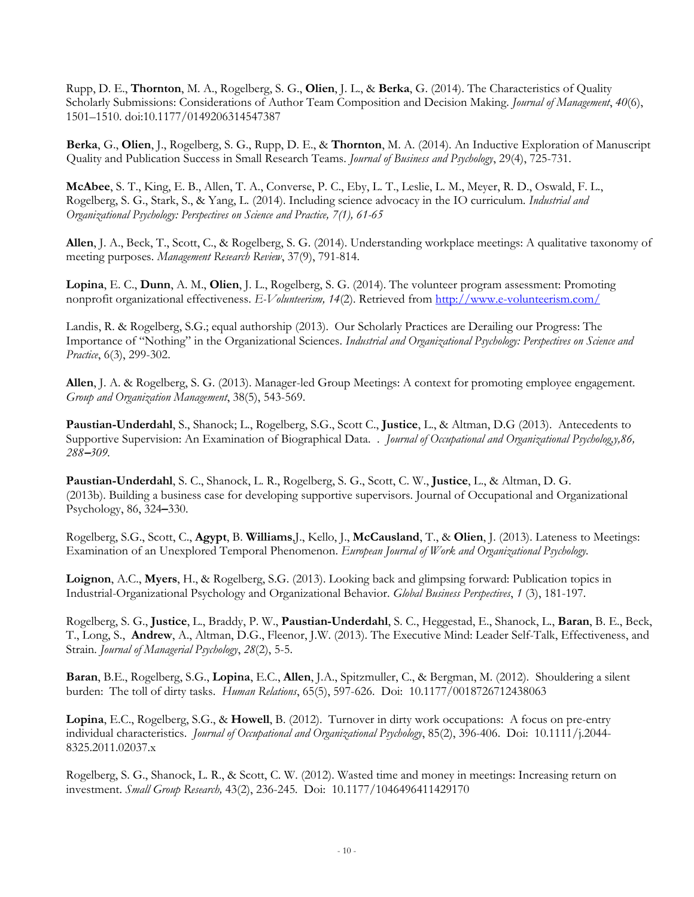Rupp, D. E., **Thornton**, M. A., Rogelberg, S. G., **Olien**, J. L., & **Berka**, G. (2014). The Characteristics of Quality Scholarly Submissions: Considerations of Author Team Composition and Decision Making. *Journal of Management*, *40*(6), 1501–1510. doi:10.1177/0149206314547387

**Berka**, G., **Olien**, J., Rogelberg, S. G., Rupp, D. E., & **Thornton**, M. A. (2014). An Inductive Exploration of Manuscript Quality and Publication Success in Small Research Teams. *Journal of Business and Psychology*, 29(4), 725-731.

**McAbee**, S. T., King, E. B., Allen, T. A., Converse, P. C., Eby, L. T., Leslie, L. M., Meyer, R. D., Oswald, F. L., Rogelberg, S. G., Stark, S., & Yang, L. (2014). Including science advocacy in the IO curriculum. *Industrial and Organizational Psychology: Perspectives on Science and Practice, 7(1), 61-65*

**Allen**, J. A., Beck, T., Scott, C., & Rogelberg, S. G. (2014). Understanding workplace meetings: A qualitative taxonomy of meeting purposes. *Management Research Review*, 37(9), 791-814.

**Lopina**, E. C., **Dunn**, A. M., **Olien**, J. L., Rogelberg, S. G. (2014). The volunteer program assessment: Promoting nonprofit organizational effectiveness. *E-Volunteerism, 14*(2). Retrieved from http://www.e-volunteerism.com/

Landis, R. & Rogelberg, S.G.; equal authorship (2013). Our Scholarly Practices are Derailing our Progress: The Importance of "Nothing" in the Organizational Sciences. *Industrial and Organizational Psychology: Perspectives on Science and Practice*, 6(3), 299-302.

**Allen**, J. A. & Rogelberg, S. G. (2013). Manager-led Group Meetings: A context for promoting employee engagement. *Group and Organization Management*, 38(5), 543-569.

**Paustian-Underdahl**, S., Shanock; L., Rogelberg, S.G., Scott C., **Justice**, L., & Altman, D.G (2013). Antecedents to Supportive Supervision: An Examination of Biographical Data. . *Journal of Occupational and Organizational Psychology,y,86, 288–309.*

**Paustian-Underdahl**, S. C., Shanock, L. R., Rogelberg, S. G., Scott, C. W., **Justice**, L., & Altman, D. G. (2013b). Building a business case for developing supportive supervisors. Journal of Occupational and Organizational Psychology, 86, 324–330.

Rogelberg, S.G., Scott, C., **Agypt**, B. **Williams**,J., Kello, J., **McCausland**, T., & **Olien**, J. (2013). Lateness to Meetings: Examination of an Unexplored Temporal Phenomenon. *European Journal of Work and Organizational Psychology.*

**Loignon**, A.C., **Myers**, H., & Rogelberg, S.G. (2013). Looking back and glimpsing forward: Publication topics in Industrial-Organizational Psychology and Organizational Behavior. *Global Business Perspectives*, *1* (3), 181-197.

Rogelberg, S. G., **Justice**, L., Braddy, P. W., **Paustian-Underdahl**, S. C., Heggestad, E., Shanock, L., **Baran**, B. E., Beck, T., Long, S., **Andrew**, A., Altman, D.G., Fleenor, J.W. (2013). The Executive Mind: Leader Self-Talk, Effectiveness, and Strain. *Journal of Managerial Psychology*, *28*(2), 5-5.

**Baran**, B.E., Rogelberg, S.G., **Lopina**, E.C., **Allen**, J.A., Spitzmuller, C., & Bergman, M. (2012). Shouldering a silent burden: The toll of dirty tasks. *Human Relations*, 65(5), 597-626. Doi: 10.1177/0018726712438063

**Lopina**, E.C., Rogelberg, S.G., & **Howell**, B. (2012). Turnover in dirty work occupations: A focus on pre-entry individual characteristics. *Journal of Occupational and Organizational Psychology*, 85(2), 396-406. Doi: 10.1111/j.2044-8325.2011.02037.x

Rogelberg, S. G., Shanock, L. R., & Scott, C. W. (2012). Wasted time and money in meetings: Increasing return on investment. *Small Group Research,* 43(2), 236-245. Doi: 10.1177/1046496411429170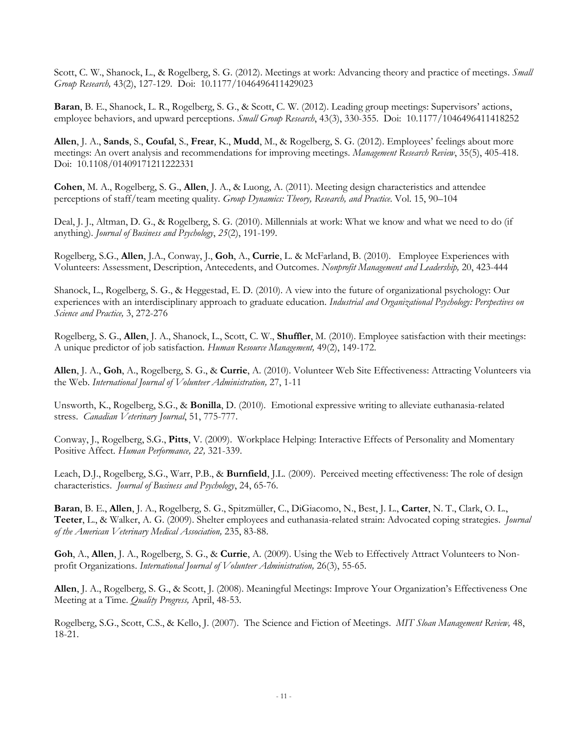Scott, C. W., Shanock, L., & Rogelberg, S. G. (2012). Meetings at work: Advancing theory and practice of meetings. *Small Group Research,* 43(2), 127-129. Doi: 10.1177/1046496411429023

**Baran**, B. E., Shanock, L. R., Rogelberg, S. G., & Scott, C. W. (2012). Leading group meetings: Supervisors' actions, employee behaviors, and upward perceptions. *Small Group Research*, 43(3), 330-355. Doi: 10.1177/1046496411418252

**Allen**, J. A., **Sands**, S., **Coufal**, S., **Frear**, K., **Mudd**, M., & Rogelberg, S. G. (2012). Employees' feelings about more meetings: An overt analysis and recommendations for improving meetings. *Management Research Review*, 35(5), 405-418. Doi: 10.1108/01409171211222331

**Cohen**, M. A., Rogelberg, S. G., **Allen**, J. A., & Luong, A. (2011). Meeting design characteristics and attendee perceptions of staff/team meeting quality. *Group Dynamics: Theory, Research, and Practice*. Vol. 15, 90–104

Deal, J. J., Altman, D. G., & Rogelberg, S. G. (2010). Millennials at work: What we know and what we need to do (if anything). *Journal of Business and Psychology*, *25*(2), 191-199.

Rogelberg, S.G., **Allen**, J.A., Conway, J., **Goh**, A., **Currie**, L. & McFarland, B. (2010). Employee Experiences with Volunteers: Assessment, Description, Antecedents, and Outcomes. *Nonprofit Management and Leadership,* 20, 423-444

Shanock, L., Rogelberg, S. G., & Heggestad, E. D. (2010). A view into the future of organizational psychology: Our experiences with an interdisciplinary approach to graduate education. *Industrial and Organizational Psychology: Perspectives on Science and Practice,* 3, 272-276

Rogelberg, S. G., **Allen**, J. A., Shanock, L., Scott, C. W., **Shuffler**, M. (2010). Employee satisfaction with their meetings: A unique predictor of job satisfaction. *Human Resource Management,* 49(2), 149-172.

**Allen**, J. A., **Goh**, A., Rogelberg, S. G., & **Currie**, A. (2010). Volunteer Web Site Effectiveness: Attracting Volunteers via the Web. *International Journal of Volunteer Administration,* 27, 1-11

Unsworth, K., Rogelberg, S.G., & **Bonilla**, D. (2010). Emotional expressive writing to alleviate euthanasia-related stress. *Canadian Veterinary Journal*, 51, 775-777.

Conway, J., Rogelberg, S.G., **Pitts**, V. (2009). Workplace Helping: Interactive Effects of Personality and Momentary Positive Affect. *Human Performance, 22,* 321-339.

Leach, D.J., Rogelberg, S.G., Warr, P.B., & **Burnfield**, J.L. (2009). Perceived meeting effectiveness: The role of design characteristics. *Journal of Business and Psychology*, 24, 65-76.

**Baran**, B. E., **Allen**, J. A., Rogelberg, S. G., Spitzmüller, C., DiGiacomo, N., Best, J. L., **Carter**, N. T., Clark, O. L., **Teeter**, L., & Walker, A. G. (2009). Shelter employees and euthanasia-related strain: Advocated coping strategies. *Journal of the American Veterinary Medical Association,* 235, 83-88.

**Goh**, A., **Allen**, J. A., Rogelberg, S. G., & **Currie**, A. (2009). Using the Web to Effectively Attract Volunteers to Non-profit Organizations. *International Journal of Volunteer Administration,* 26(3), 55-65.

**Allen**, J. A., Rogelberg, S. G., & Scott, J. (2008). Meaningful Meetings: Improve Your Organization's Effectiveness One Meeting at a Time. *Quality Progress,* April, 48-53.

Rogelberg, S.G., Scott, C.S., & Kello, J. (2007). The Science and Fiction of Meetings. *MIT Sloan Management Review,* 48, 18-21.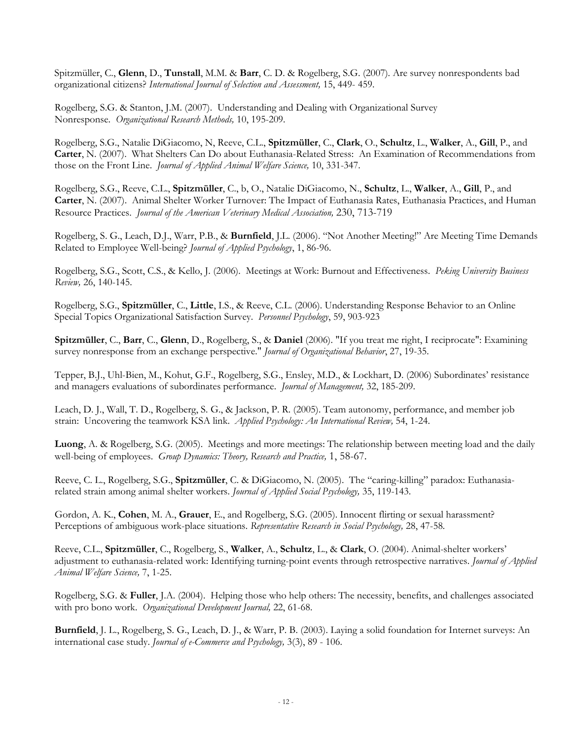Spitzmüller, C., **Glenn**, D., **Tunstall**, M.M. & **Barr**, C. D. & Rogelberg, S.G. (2007). Are survey nonrespondents bad organizational citizens? *International Journal of Selection and Assessment,* 15, 449- 459.

Rogelberg, S.G. & Stanton, J.M. (2007). Understanding and Dealing with Organizational Survey Nonresponse. *Organizational Research Methods,* 10, 195-209.

Rogelberg, S.G., Natalie DiGiacomo, N, Reeve, C.L., **Spitzmüller**, C., **Clark**, O., **Schultz**, L., **Walker**, A., **Gill**, P., and **Carter**, N. (2007). What Shelters Can Do about Euthanasia-Related Stress: An Examination of Recommendations from those on the Front Line. *Journal of Applied Animal Welfare Science,* 10, 331-347.

Rogelberg, S.G., Reeve, C.L., **Spitzmüller**, C., b, O., Natalie DiGiacomo, N., **Schultz**, L., **Walker**, A., **Gill**, P., and **Carter**, N. (2007). Animal Shelter Worker Turnover: The Impact of Euthanasia Rates, Euthanasia Practices, and Human Resource Practices. *Journal of the American Veterinary Medical Association,* 230, 713-719

Rogelberg, S. G., Leach, D.J., Warr, P.B., & **Burnfield**, J.L. (2006). "Not Another Meeting!" Are Meeting Time Demands Related to Employee Well-being? *Journal of Applied Psychology*, 1, 86-96.

Rogelberg, S.G., Scott, C.S., & Kello, J. (2006). Meetings at Work: Burnout and Effectiveness. *Peking University Business Review,* 26, 140-145.

Rogelberg, S.G., **Spitzmüller**, C., **Little**, I.S., & Reeve, C.L. (2006). Understanding Response Behavior to an Online Special Topics Organizational Satisfaction Survey. *Personnel Psychology*, 59, 903-923

**Spitzmüller**, C., **Barr**, C., **Glenn**, D., Rogelberg, S., & **Daniel** (2006). "If you treat me right, I reciprocate": Examining survey nonresponse from an exchange perspective." *Journal of Organizational Behavior*, 27, 19-35.

Tepper, B.J., Uhl-Bien, M., Kohut, G.F., Rogelberg, S.G., Ensley, M.D., & Lockhart, D. (2006) Subordinates' resistance and managers evaluations of subordinates performance. *Journal of Management,* 32, 185-209.

Leach, D. J., Wall, T. D., Rogelberg, S. G., & Jackson, P. R. (2005). Team autonomy, performance, and member job strain: Uncovering the teamwork KSA link. *Applied Psychology: An International Review,* 54, 1-24.

**Luong**, A. & Rogelberg, S.G. (2005). Meetings and more meetings: The relationship between meeting load and the daily well-being of employees. *Group Dynamics: Theory, Research and Practice,* 1, 58-67.

Reeve, C. L., Rogelberg, S.G., **Spitzmüller**, C. & DiGiacomo, N. (2005). The "caring-killing" paradox: Euthanasia-related strain among animal shelter workers. *Journal of Applied Social Psychology,* 35, 119-143.

Gordon, A. K., **Cohen**, M. A., **Grauer**, E., and Rogelberg, S.G. (2005). Innocent flirting or sexual harassment? Perceptions of ambiguous work-place situations. *Representative Research in Social Psychology,* 28, 47-58.

Reeve, C.L., **Spitzmüller**, C., Rogelberg, S., **Walker**, A., **Schultz**, L., & **Clark**, O. (2004). Animal-shelter workers' adjustment to euthanasia-related work: Identifying turning-point events through retrospective narratives. *Journal of Applied Animal Welfare Science,* 7, 1-25.

Rogelberg, S.G. & **Fuller**, J.A. (2004). Helping those who help others: The necessity, benefits, and challenges associated with pro bono work. *Organizational Development Journal,* 22, 61-68.

**Burnfield**, J. L., Rogelberg, S. G., Leach, D. J., & Warr, P. B. (2003). Laying a solid foundation for Internet surveys: An international case study. *Journal of e-Commerce and Psychology,* 3(3), 89 - 106.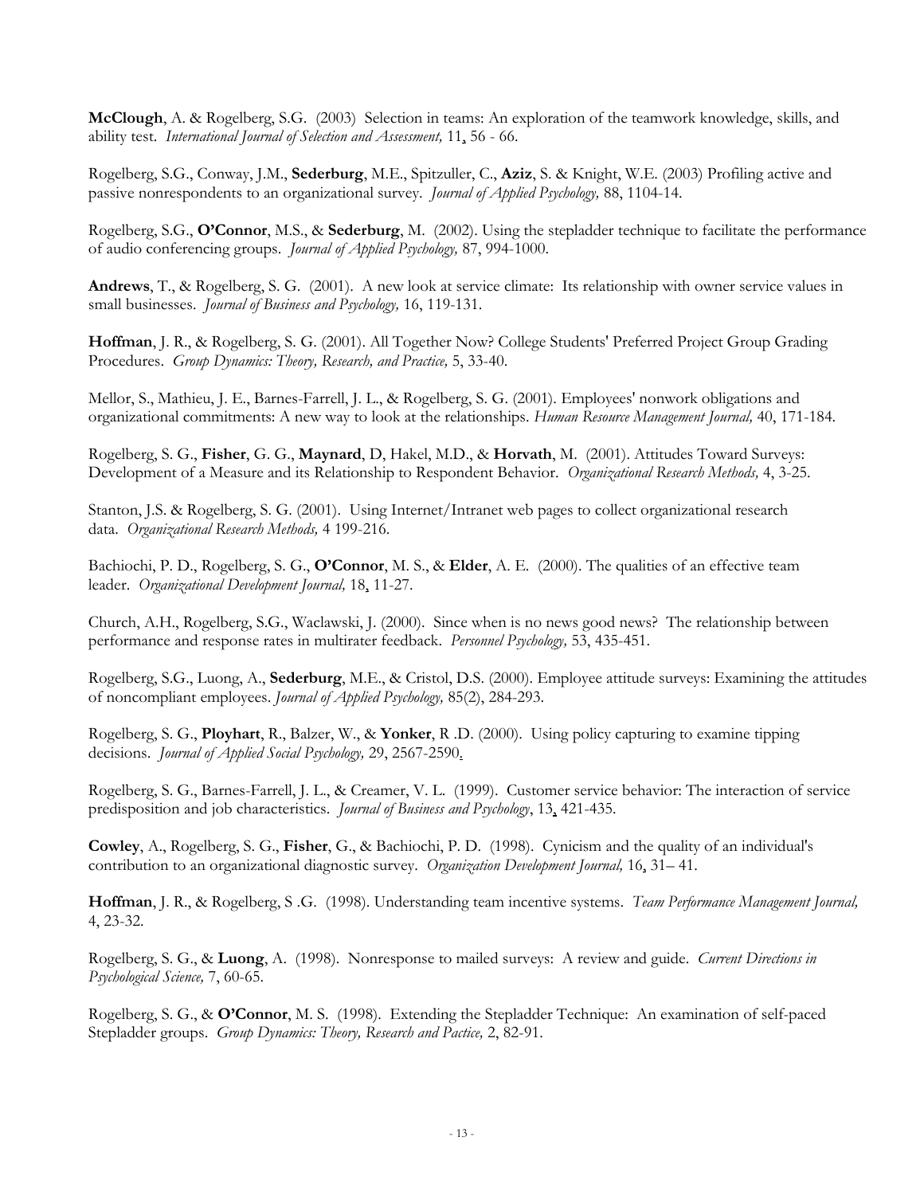**McClough**, A. & Rogelberg, S.G. (2003) Selection in teams: An exploration of the teamwork knowledge, skills, and ability test. *International Journal of Selection and Assessment,* 11, 56 - 66.

Rogelberg, S.G., Conway, J.M., **Sederburg**, M.E., Spitzuller, C., **Aziz**, S. & Knight, W.E. (2003) Profiling active and passive nonrespondents to an organizational survey. *Journal of Applied Psychology,* 88, 1104-14.

Rogelberg, S.G., **O'Connor**, M.S., & **Sederburg**, M. (2002). Using the stepladder technique to facilitate the performance of audio conferencing groups. *Journal of Applied Psychology,* 87, 994-1000.

**Andrews**, T., & Rogelberg, S. G. (2001). A new look at service climate: Its relationship with owner service values in small businesses. *Journal of Business and Psychology,* 16, 119-131.

**Hoffman**, J. R., & Rogelberg, S. G. (2001). All Together Now? College Students' Preferred Project Group Grading Procedures. *Group Dynamics: Theory, Research, and Practice,* 5, 33-40.

Mellor, S., Mathieu, J. E., Barnes-Farrell, J. L., & Rogelberg, S. G. (2001). Employees' nonwork obligations and organizational commitments: A new way to look at the relationships. *Human Resource Management Journal,* 40, 171-184.

Rogelberg, S. G., **Fisher**, G. G., **Maynard**, D, Hakel, M.D., & **Horvath**, M. (2001). Attitudes Toward Surveys: Development of a Measure and its Relationship to Respondent Behavior. *Organizational Research Methods,* 4, 3-25.

Stanton, J.S. & Rogelberg, S. G. (2001). Using Internet/Intranet web pages to collect organizational research data. *Organizational Research Methods,* 4 199-216.

Bachiochi, P. D., Rogelberg, S. G., **O'Connor**, M. S., & **Elder**, A. E. (2000). The qualities of an effective team leader. *Organizational Development Journal,* 18, 11-27.

Church, A.H., Rogelberg, S.G., Waclawski, J. (2000). Since when is no news good news? The relationship between performance and response rates in multirater feedback. *Personnel Psychology,* 53, 435-451.

Rogelberg, S.G., Luong, A., **Sederburg**, M.E., & Cristol, D.S. (2000). Employee attitude surveys: Examining the attitudes of noncompliant employees. *Journal of Applied Psychology,* 85(2), 284-293.

Rogelberg, S. G., **Ployhart**, R., Balzer, W., & **Yonker**, R .D. (2000). Using policy capturing to examine tipping decisions. *Journal of Applied Social Psychology,* 29, 2567-2590.

Rogelberg, S. G., Barnes-Farrell, J. L., & Creamer, V. L. (1999). Customer service behavior: The interaction of service predisposition and job characteristics. *Journal of Business and Psychology*, 13, 421-435.

**Cowley**, A., Rogelberg, S. G., **Fisher**, G., & Bachiochi, P. D. (1998). Cynicism and the quality of an individual's contribution to an organizational diagnostic survey. *Organization Development Journal,* 16, 31– 41.

**Hoffman**, J. R., & Rogelberg, S .G. (1998). Understanding team incentive systems. *Team Performance Management Journal,* 4, 23-32.

Rogelberg, S. G., & **Luong**, A. (1998). Nonresponse to mailed surveys: A review and guide. *Current Directions in Psychological Science,* 7, 60-65.

Rogelberg, S. G., & **O'Connor**, M. S. (1998). Extending the Stepladder Technique: An examination of self-paced Stepladder groups. *Group Dynamics: Theory, Research and Pactice,* 2, 82-91.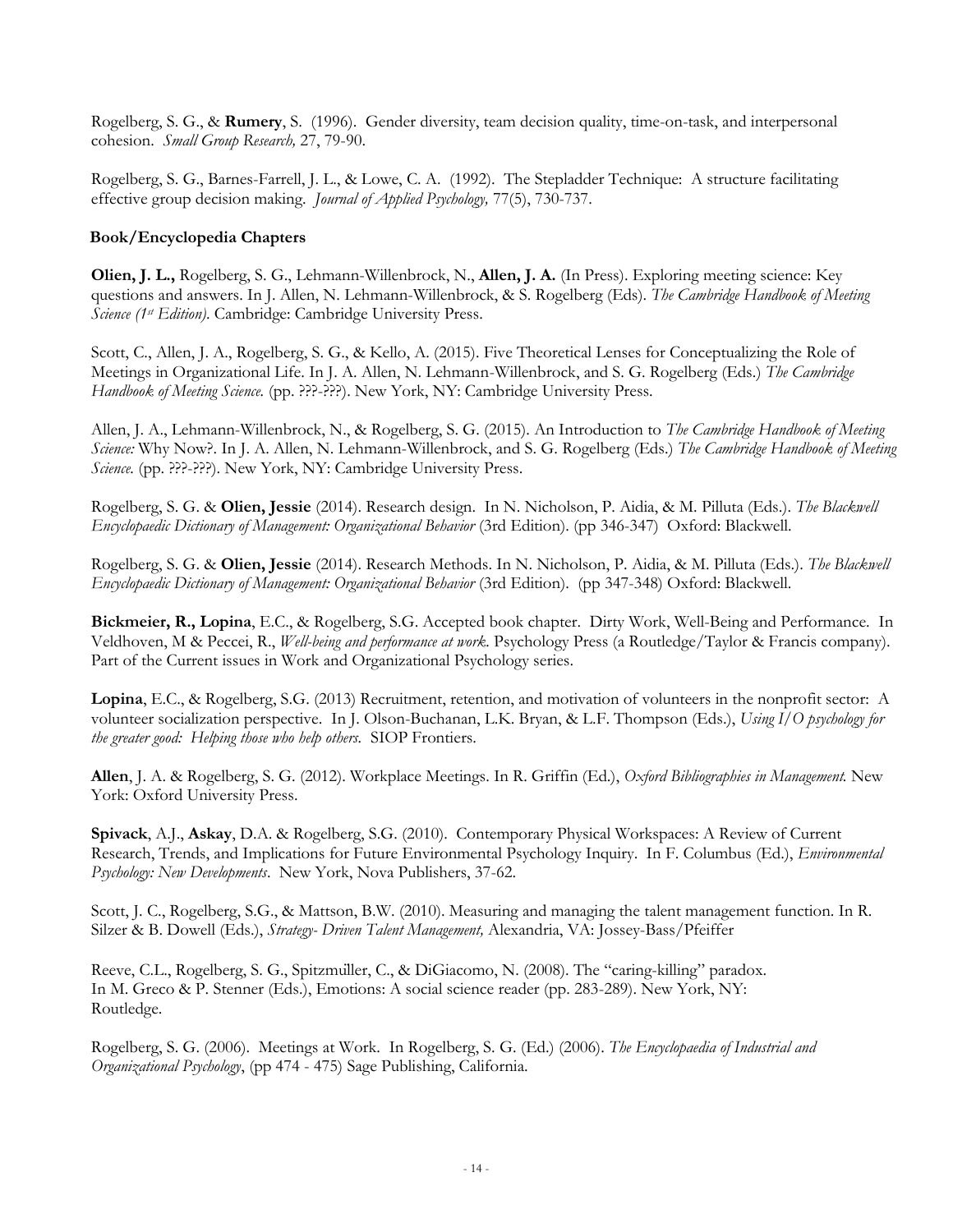Rogelberg, S. G., & **Rumery**, S. (1996). Gender diversity, team decision quality, time-on-task, and interpersonal cohesion. *Small Group Research,* 27, 79-90.

Rogelberg, S. G., Barnes-Farrell, J. L., & Lowe, C. A. (1992). The Stepladder Technique: A structure facilitating effective group decision making. *Journal of Applied Psychology,* 77(5), 730-737.

### Book/Encyclopedia Chapters

**Olien, J. L.,** Rogelberg, S. G., Lehmann-Willenbrock, N., **Allen, J. A.** (In Press). Exploring meeting science: Key questions and answers. In J. Allen, N. Lehmann-Willenbrock, & S. Rogelberg (Eds). *The Cambridge Handbook of Meeting Science (1st Edition).* Cambridge: Cambridge University Press.

Scott, C., Allen, J. A., Rogelberg, S. G., & Kello, A. (2015). Five Theoretical Lenses for Conceptualizing the Role of Meetings in Organizational Life. In J. A. Allen, N. Lehmann-Willenbrock, and S. G. Rogelberg (Eds.) *The Cambridge Handbook of Meeting Science.* (pp. ???-???). New York, NY: Cambridge University Press.

Allen, J. A., Lehmann-Willenbrock, N., & Rogelberg, S. G. (2015). An Introduction to *The Cambridge Handbook of Meeting Science:* Why Now?. In J. A. Allen, N. Lehmann-Willenbrock, and S. G. Rogelberg (Eds.) *The Cambridge Handbook of Meeting Science.* (pp. ???-???). New York, NY: Cambridge University Press.

Rogelberg, S. G. & **Olien, Jessie** (2014). Research design. In N. Nicholson, P. Aidia, & M. Pilluta (Eds.). *The Blackwell Encyclopaedic Dictionary of Management: Organizational Behavior* (3rd Edition). (pp 346-347) Oxford: Blackwell.

Rogelberg, S. G. & **Olien, Jessie** (2014). Research Methods. In N. Nicholson, P. Aidia, & M. Pilluta (Eds.). *The Blackwell Encyclopaedic Dictionary of Management: Organizational Behavior* (3rd Edition). (pp 347-348) Oxford: Blackwell.

**Bickmeier, R., Lopina**, E.C., & Rogelberg, S.G. Accepted book chapter. Dirty Work, Well-Being and Performance. In Veldhoven, M & Peccei, R., *Well-being and performance at work.* Psychology Press (a Routledge/Taylor & Francis company). Part of the Current issues in Work and Organizational Psychology series.

**Lopina**, E.C., & Rogelberg, S.G. (2013) Recruitment, retention, and motivation of volunteers in the nonprofit sector: A volunteer socialization perspective. In J. Olson-Buchanan, L.K. Bryan, & L.F. Thompson (Eds.), *Using I/O psychology for the greater good: Helping those who help others.* SIOP Frontiers.

**Allen**, J. A. & Rogelberg, S. G. (2012). Workplace Meetings. In R. Griffin (Ed.), *Oxford Bibliographies in Management.* New York: Oxford University Press.

**Spivack**, A.J., **Askay**, D.A. & Rogelberg, S.G. (2010). Contemporary Physical Workspaces: A Review of Current Research, Trends, and Implications for Future Environmental Psychology Inquiry. In F. Columbus (Ed.), *Environmental Psychology: New Developments*. New York, Nova Publishers, 37-62.

Scott, J. C., Rogelberg, S.G., & Mattson, B.W. (2010). Measuring and managing the talent management function. In R. Silzer & B. Dowell (Eds.), *Strategy- Driven Talent Management,* Alexandria, VA: Jossey-Bass/Pfeiffer

Reeve, C.L., Rogelberg, S. G., Spitzmuller, C., & DiGiacomo, N. (2008). The "caring-killing" paradox. In M. Greco & P. Stenner (Eds.), Emotions: A social science reader (pp. 283-289). New York, NY: Routledge.

Rogelberg, S. G. (2006). Meetings at Work. In Rogelberg, S. G. (Ed.) (2006). *The Encyclopaedia of Industrial and Organizational Psychology*, (pp 474 - 475) Sage Publishing, California.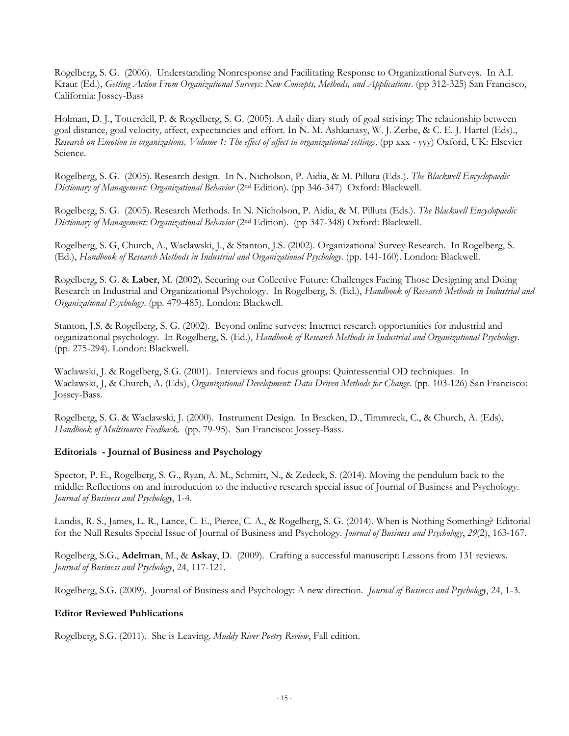Rogelberg, S. G. (2006). Understanding Nonresponse and Facilitating Response to Organizational Surveys. In A.I. Kraut (Ed.), *Getting Action From Organizational Surveys: New Concepts, Methods, and Applications*. (pp 312-325) San Francisco, California: Jossey-Bass

Holman, D. J., Totterdell, P. & Rogelberg, S. G. (2005). A daily diary study of goal striving: The relationship between goal distance, goal velocity, affect, expectancies and effort. In N. M. Ashkanasy, W. J. Zerbe, & C. E. J. Hartel (Eds)., *Research on Emotion in organizations, Volume 1: The effect of affect in organizational settings*. (pp xxx - yyy) Oxford, UK: Elsevier Science.

Rogelberg, S. G. (2005). Research design. In N. Nicholson, P. Aidia, & M. Pilluta (Eds.). *The Blackwell Encyclopaedic Dictionary of Management: Organizational Behavior* (2nd Edition). (pp 346-347) Oxford: Blackwell.

Rogelberg, S. G. (2005). Research Methods. In N. Nicholson, P. Aidia, & M. Pilluta (Eds.). *The Blackwell Encyclopaedic Dictionary of Management: Organizational Behavior* (2nd Edition). (pp 347-348) Oxford: Blackwell.

Rogelberg, S. G, Church, A., Waclawski, J., & Stanton, J.S. (2002). Organizational Survey Research. In Rogelberg, S. (Ed.), *Handbook of Research Methods in Industrial and Organizational Psychology*. (pp. 141-160). London: Blackwell.

Rogelberg, S. G. & **Laber**, M. (2002). Securing our Collective Future: Challenges Facing Those Designing and Doing Research in Industrial and Organizational Psychology. In Rogelberg, S. (Ed.), *Handbook of Research Methods in Industrial and Organizational Psychology*. (pp. 479-485). London: Blackwell.

Stanton, J.S. & Rogelberg, S. G. (2002). Beyond online surveys: Internet research opportunities for industrial and organizational psychology. In Rogelberg, S. (Ed.), *Handbook of Research Methods in Industrial and Organizational Psychology*. (pp. 275-294). London: Blackwell.

Waclawski, J. & Rogelberg, S.G. (2001). Interviews and focus groups: Quintessential OD techniques. In Waclawski, J, & Church, A. (Eds), *Organizational Development: Data Driven Methods for Change*. (pp. 103-126) San Francisco: Jossey-Bass.

Rogelberg, S. G. & Waclawski, J. (2000). Instrument Design. In Bracken, D., Timmreck, C., & Church, A. (Eds), *Handbook of Multisource Feedback*. (pp. 79-95). San Francisco: Jossey-Bass.

**Editorials - Journal of Business and Psychology**

Spector, P. E., Rogelberg, S. G., Ryan, A. M., Schmitt, N., & Zedeck, S. (2014). Moving the pendulum back to the middle: Reflections on and introduction to the inductive research special issue of Journal of Business and Psychology. *Journal of Business and Psychology*, 1-4.

Landis, R. S., James, L. R., Lance, C. E., Pierce, C. A., & Rogelberg, S. G. (2014). When is Nothing Something? Editorial for the Null Results Special Issue of Journal of Business and Psychology. *Journal of Business and Psychology*, *29*(2), 163-167.

Rogelberg, S.G., **Adelman**, M., & **Askay**, D. (2009). Crafting a successful manuscript: Lessons from 131 reviews. *Journal of Business and Psychology*, 24, 117-121.

Rogelberg, S.G. (2009). Journal of Business and Psychology: A new direction. *Journal of Business and Psychology*, 24, 1-3.

**Editor Reviewed Publications**

Rogelberg, S.G. (2011). She is Leaving. *Muddy River Poetry Review*, Fall edition.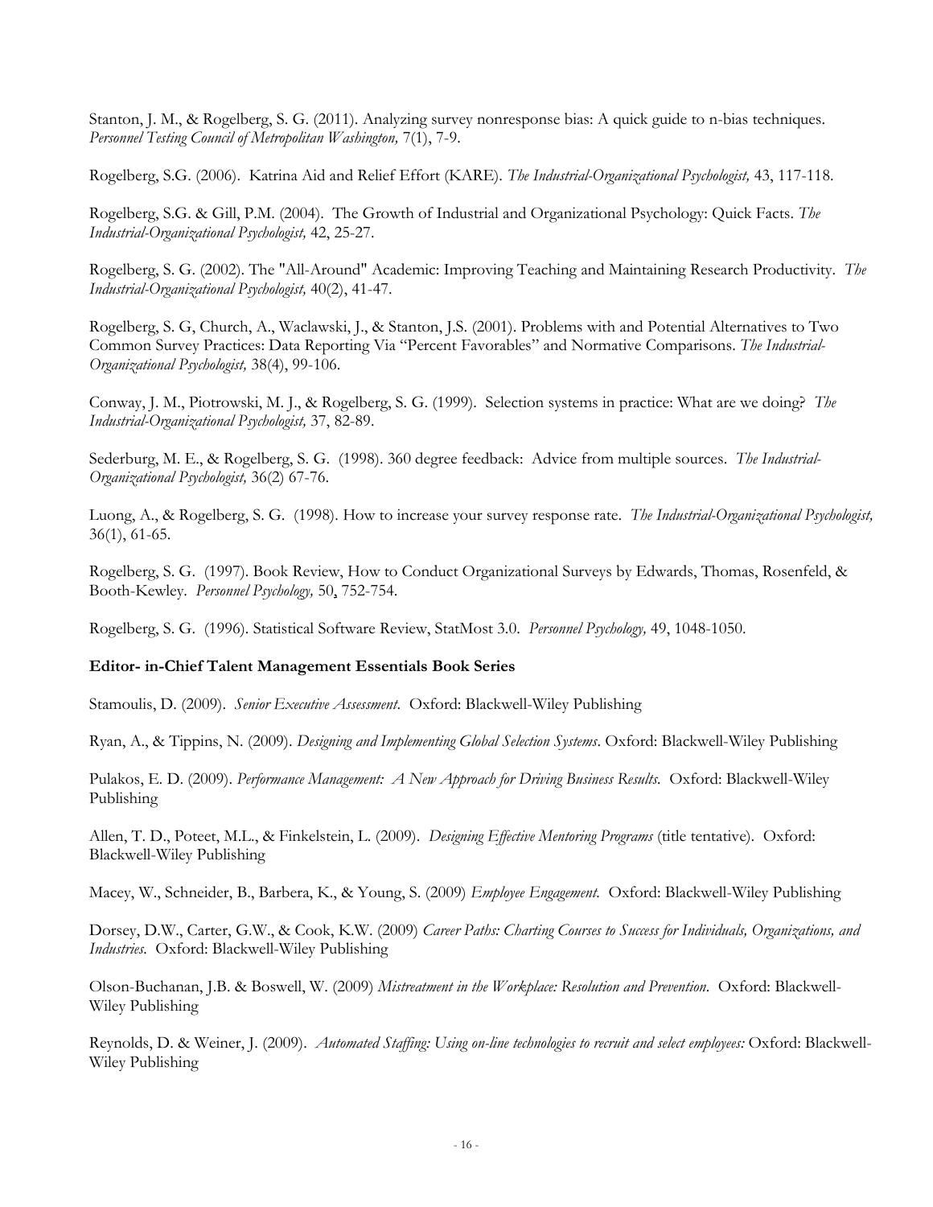Stanton, J. M., & Rogelberg, S. G. (2011). Analyzing survey nonresponse bias: A quick guide to n-bias techniques. *Personnel Testing Council of Metropolitan Washington,* 7(1), 7-9.

Rogelberg, S.G. (2006). Katrina Aid and Relief Effort (KARE). *The Industrial-Organizational Psychologist,* 43, 117-118.

Rogelberg, S.G. & Gill, P.M. (2004). The Growth of Industrial and Organizational Psychology: Quick Facts. *The Industrial-Organizational Psychologist,* 42, 25-27.

Rogelberg, S. G. (2002). The "All-Around" Academic: Improving Teaching and Maintaining Research Productivity. *The Industrial-Organizational Psychologist,* 40(2), 41-47.

Rogelberg, S. G, Church, A., Waclawski, J., & Stanton, J.S. (2001). Problems with and Potential Alternatives to Two Common Survey Practices: Data Reporting Via "Percent Favorables" and Normative Comparisons. *The Industrial-Organizational Psychologist,* 38(4), 99-106.

Conway, J. M., Piotrowski, M. J., & Rogelberg, S. G. (1999). Selection systems in practice: What are we doing? *The Industrial-Organizational Psychologist,* 37, 82-89.

Sederburg, M. E., & Rogelberg, S. G. (1998). 360 degree feedback: Advice from multiple sources. *The Industrial-Organizational Psychologist,* 36(2) 67-76.

Luong, A., & Rogelberg, S. G. (1998). How to increase your survey response rate. *The Industrial-Organizational Psychologist,* 36(1), 61-65.

Rogelberg, S. G. (1997). Book Review, How to Conduct Organizational Surveys by Edwards, Thomas, Rosenfeld, & Booth-Kewley. *Personnel Psychology,* 50, 752-754.

Rogelberg, S. G. (1996). Statistical Software Review, StatMost 3.0. *Personnel Psychology,* 49, 1048-1050.

**Editor- in-Chief Talent Management Essentials Book Series**

Stamoulis, D. (2009). *Senior Executive Assessment*. Oxford: Blackwell-Wiley Publishing

Ryan, A., & Tippins, N. (2009). *Designing and Implementing Global Selection Systems*. Oxford: Blackwell-Wiley Publishing

Pulakos, E. D. (2009). *Performance Management: A New Approach for Driving Business Results.* Oxford: Blackwell-Wiley Publishing

Allen, T. D., Poteet, M.L., & Finkelstein, L. (2009). *Designing Effective Mentoring Programs* (title tentative). Oxford: Blackwell-Wiley Publishing

Macey, W., Schneider, B., Barbera, K., & Young, S. (2009) *Employee Engagement.* Oxford: Blackwell-Wiley Publishing

Dorsey, D.W., Carter, G.W., & Cook, K.W. (2009) *Career Paths: Charting Courses to Success for Individuals, Organizations, and Industries.* Oxford: Blackwell-Wiley Publishing

Olson-Buchanan, J.B. & Boswell, W. (2009) *Mistreatment in the Workplace: Resolution and Prevention.* Oxford: Blackwell-Wiley Publishing

Reynolds, D. & Weiner, J. (2009). *Automated Staffing: Using on-line technologies to recruit and select employees:* Oxford: Blackwell-Wiley Publishing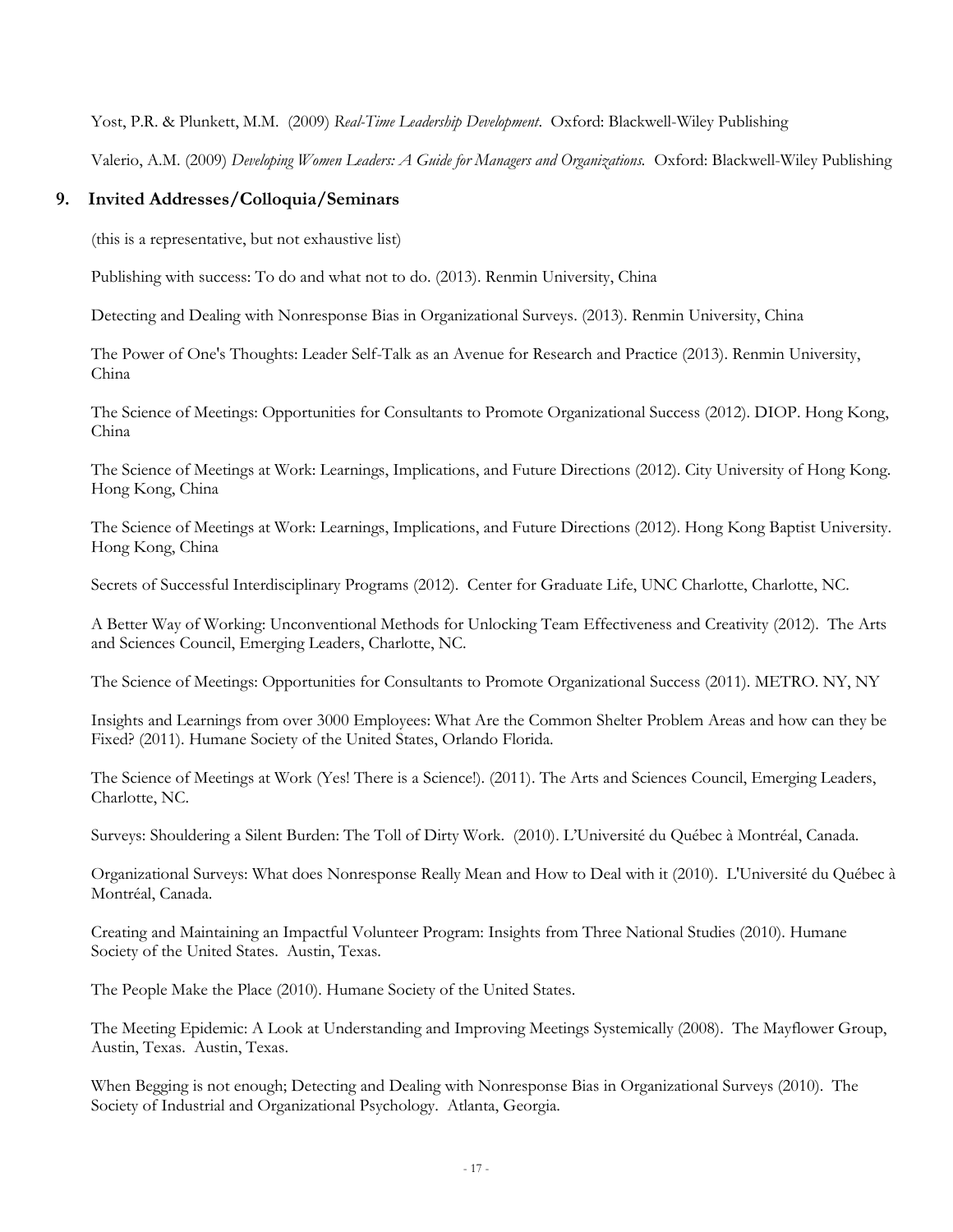Yost, P.R. & Plunkett, M.M. (2009) *Real-Time Leadership Development*. Oxford: Blackwell-Wiley Publishing

Valerio, A.M. (2009) *Developing Women Leaders: A Guide for Managers and Organizations.* Oxford: Blackwell-Wiley Publishing

## 9. Invited Addresses/Colloquia/Seminars

(this is a representative, but not exhaustive list)

Publishing with success: To do and what not to do. (2013). Renmin University, China

Detecting and Dealing with Nonresponse Bias in Organizational Surveys. (2013). Renmin University, China

The Power of One's Thoughts: Leader Self-Talk as an Avenue for Research and Practice (2013). Renmin University, China

The Science of Meetings: Opportunities for Consultants to Promote Organizational Success (2012). DIOP. Hong Kong, China

The Science of Meetings at Work: Learnings, Implications, and Future Directions (2012). City University of Hong Kong. Hong Kong, China

The Science of Meetings at Work: Learnings, Implications, and Future Directions (2012). Hong Kong Baptist University. Hong Kong, China

Secrets of Successful Interdisciplinary Programs (2012). Center for Graduate Life, UNC Charlotte, Charlotte, NC.

A Better Way of Working: Unconventional Methods for Unlocking Team Effectiveness and Creativity (2012). The Arts and Sciences Council, Emerging Leaders, Charlotte, NC.

The Science of Meetings: Opportunities for Consultants to Promote Organizational Success (2011). METRO. NY, NY

Insights and Learnings from over 3000 Employees: What Are the Common Shelter Problem Areas and how can they be Fixed? (2011). Humane Society of the United States, Orlando Florida.

The Science of Meetings at Work (Yes! There is a Science!). (2011). The Arts and Sciences Council, Emerging Leaders, Charlotte, NC.

Surveys: Shouldering a Silent Burden: The Toll of Dirty Work. (2010). L'Université du Québec à Montréal, Canada.

Organizational Surveys: What does Nonresponse Really Mean and How to Deal with it (2010). L'Université du Québec à Montréal, Canada.

Creating and Maintaining an Impactful Volunteer Program: Insights from Three National Studies (2010). Humane Society of the United States. Austin, Texas.

The People Make the Place (2010). Humane Society of the United States.

The Meeting Epidemic: A Look at Understanding and Improving Meetings Systemically (2008). The Mayflower Group, Austin, Texas. Austin, Texas.

When Begging is not enough; Detecting and Dealing with Nonresponse Bias in Organizational Surveys (2010). The Society of Industrial and Organizational Psychology. Atlanta, Georgia.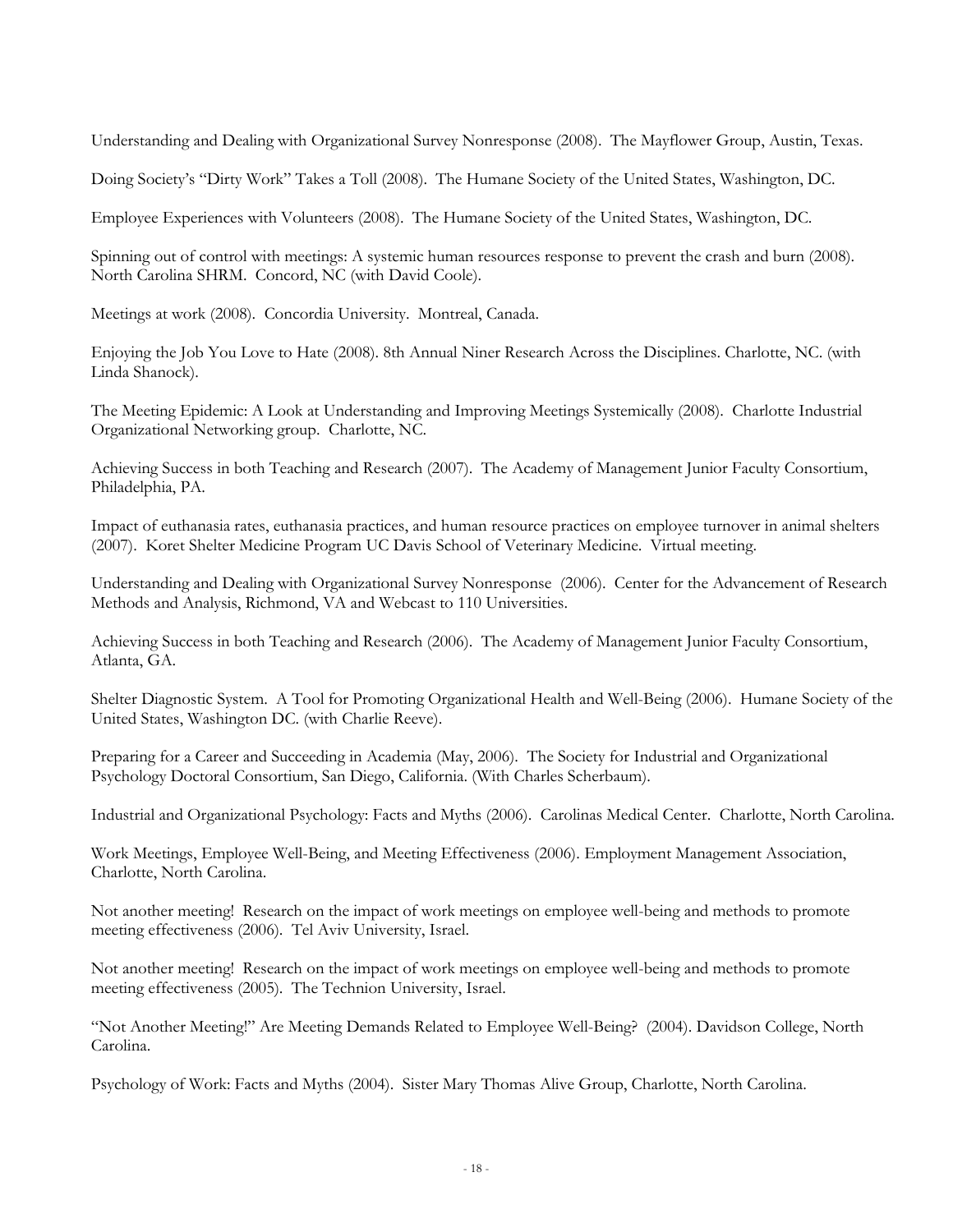Understanding and Dealing with Organizational Survey Nonresponse (2008). The Mayflower Group, Austin, Texas.

Doing Society's "Dirty Work" Takes a Toll (2008). The Humane Society of the United States, Washington, DC.

Employee Experiences with Volunteers (2008). The Humane Society of the United States, Washington, DC.

Spinning out of control with meetings: A systemic human resources response to prevent the crash and burn (2008). North Carolina SHRM. Concord, NC (with David Coole).

Meetings at work (2008). Concordia University. Montreal, Canada.

Enjoying the Job You Love to Hate (2008). 8th Annual Niner Research Across the Disciplines. Charlotte, NC. (with Linda Shanock).

The Meeting Epidemic: A Look at Understanding and Improving Meetings Systemically (2008). Charlotte Industrial Organizational Networking group. Charlotte, NC.

Achieving Success in both Teaching and Research (2007). The Academy of Management Junior Faculty Consortium, Philadelphia, PA.

Impact of euthanasia rates, euthanasia practices, and human resource practices on employee turnover in animal shelters (2007). Koret Shelter Medicine Program UC Davis School of Veterinary Medicine. Virtual meeting.

Understanding and Dealing with Organizational Survey Nonresponse (2006). Center for the Advancement of Research Methods and Analysis, Richmond, VA and Webcast to 110 Universities.

Achieving Success in both Teaching and Research (2006). The Academy of Management Junior Faculty Consortium, Atlanta, GA.

Shelter Diagnostic System. A Tool for Promoting Organizational Health and Well-Being (2006). Humane Society of the United States, Washington DC. (with Charlie Reeve).

Preparing for a Career and Succeeding in Academia (May, 2006). The Society for Industrial and Organizational Psychology Doctoral Consortium, San Diego, California. (With Charles Scherbaum).

Industrial and Organizational Psychology: Facts and Myths (2006). Carolinas Medical Center. Charlotte, North Carolina.

Work Meetings, Employee Well-Being, and Meeting Effectiveness (2006). Employment Management Association, Charlotte, North Carolina.

Not another meeting! Research on the impact of work meetings on employee well-being and methods to promote meeting effectiveness (2006). Tel Aviv University, Israel.

Not another meeting! Research on the impact of work meetings on employee well-being and methods to promote meeting effectiveness (2005). The Technion University, Israel.

"Not Another Meeting!" Are Meeting Demands Related to Employee Well-Being? (2004). Davidson College, North Carolina.

Psychology of Work: Facts and Myths (2004). Sister Mary Thomas Alive Group, Charlotte, North Carolina.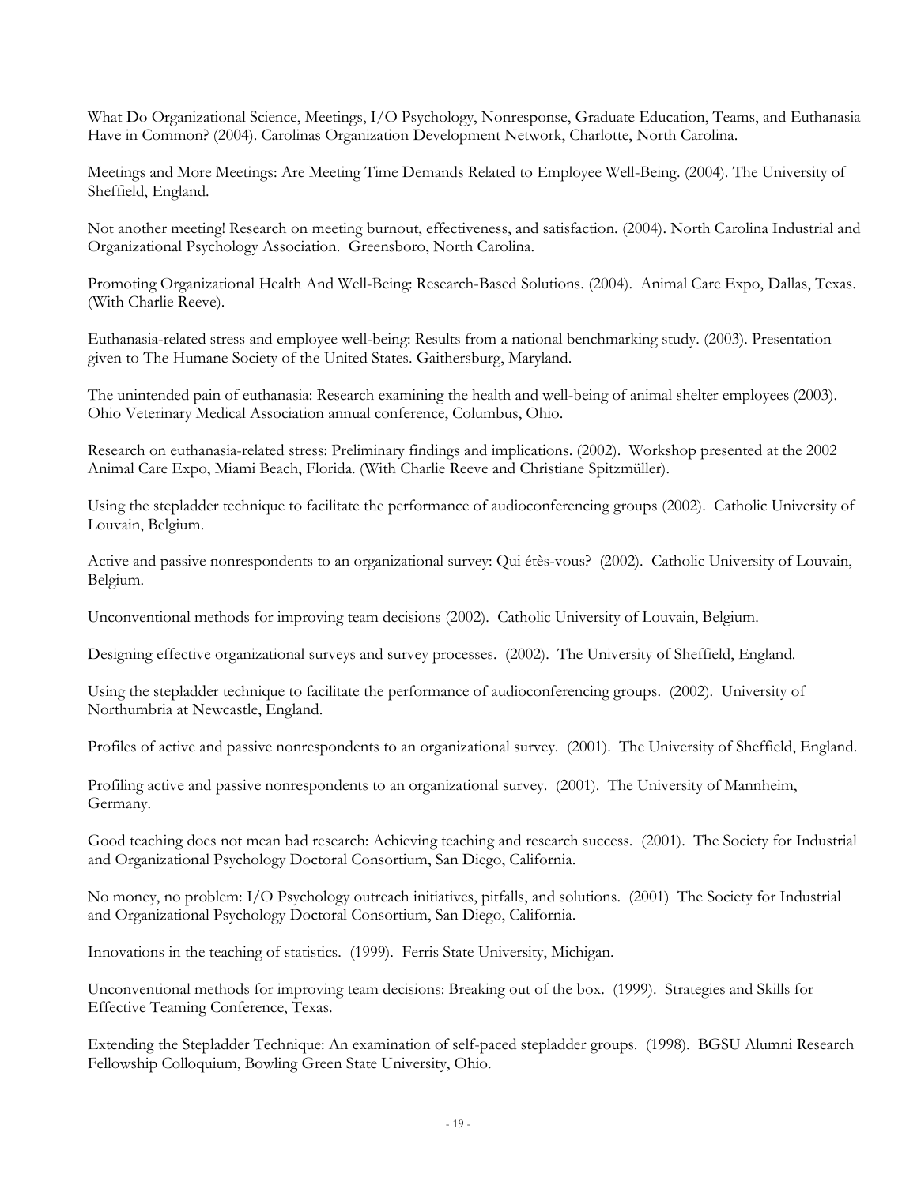What Do Organizational Science, Meetings, I/O Psychology, Nonresponse, Graduate Education, Teams, and Euthanasia Have in Common? (2004). Carolinas Organization Development Network, Charlotte, North Carolina.

Meetings and More Meetings: Are Meeting Time Demands Related to Employee Well-Being. (2004). The University of Sheffield, England.

Not another meeting! Research on meeting burnout, effectiveness, and satisfaction. (2004). North Carolina Industrial and Organizational Psychology Association. Greensboro, North Carolina.

Promoting Organizational Health And Well-Being: Research-Based Solutions. (2004). Animal Care Expo, Dallas, Texas. (With Charlie Reeve).

Euthanasia-related stress and employee well-being: Results from a national benchmarking study. (2003). Presentation given to The Humane Society of the United States. Gaithersburg, Maryland.

The unintended pain of euthanasia: Research examining the health and well-being of animal shelter employees (2003). Ohio Veterinary Medical Association annual conference, Columbus, Ohio.

Research on euthanasia-related stress: Preliminary findings and implications. (2002). Workshop presented at the 2002 Animal Care Expo, Miami Beach, Florida. (With Charlie Reeve and Christiane Spitzmüller).

Using the stepladder technique to facilitate the performance of audioconferencing groups (2002). Catholic University of Louvain, Belgium.

Active and passive nonrespondents to an organizational survey: Qui étès-vous? (2002). Catholic University of Louvain, Belgium.

Unconventional methods for improving team decisions (2002). Catholic University of Louvain, Belgium.

Designing effective organizational surveys and survey processes. (2002). The University of Sheffield, England.

Using the stepladder technique to facilitate the performance of audioconferencing groups. (2002). University of Northumbria at Newcastle, England.

Profiles of active and passive nonrespondents to an organizational survey. (2001). The University of Sheffield, England.

Profiling active and passive nonrespondents to an organizational survey. (2001). The University of Mannheim, Germany.

Good teaching does not mean bad research: Achieving teaching and research success. (2001). The Society for Industrial and Organizational Psychology Doctoral Consortium, San Diego, California.

No money, no problem: I/O Psychology outreach initiatives, pitfalls, and solutions. (2001) The Society for Industrial and Organizational Psychology Doctoral Consortium, San Diego, California.

Innovations in the teaching of statistics. (1999). Ferris State University, Michigan.

Unconventional methods for improving team decisions: Breaking out of the box. (1999). Strategies and Skills for Effective Teaming Conference, Texas.

Extending the Stepladder Technique: An examination of self-paced stepladder groups. (1998). BGSU Alumni Research Fellowship Colloquium, Bowling Green State University, Ohio.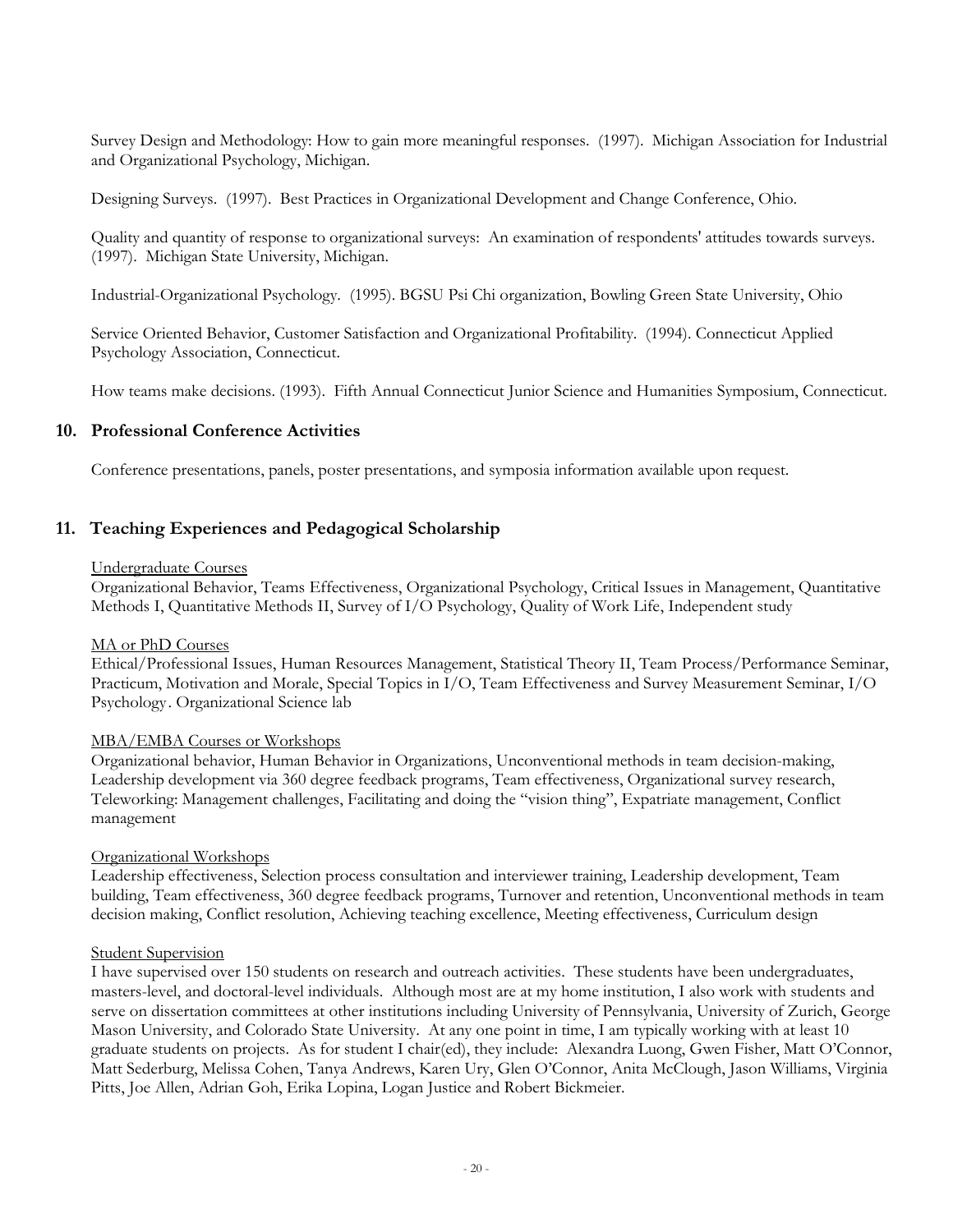Survey Design and Methodology: How to gain more meaningful responses. (1997). Michigan Association for Industrial and Organizational Psychology, Michigan.

Designing Surveys. (1997). Best Practices in Organizational Development and Change Conference, Ohio.

Quality and quantity of response to organizational surveys: An examination of respondents' attitudes towards surveys. (1997). Michigan State University, Michigan.

Industrial-Organizational Psychology. (1995). BGSU Psi Chi organization, Bowling Green State University, Ohio

Service Oriented Behavior, Customer Satisfaction and Organizational Profitability. (1994). Connecticut Applied Psychology Association, Connecticut.

How teams make decisions. (1993). Fifth Annual Connecticut Junior Science and Humanities Symposium, Connecticut.

## 10. Professional Conference Activities

Conference presentations, panels, poster presentations, and symposia information available upon request.

## 11. Teaching Experiences and Pedagogical Scholarship

Undergraduate Courses
Organizational Behavior, Teams Effectiveness, Organizational Psychology, Critical Issues in Management, Quantitative Methods I, Quantitative Methods II, Survey of I/O Psychology, Quality of Work Life, Independent study

MA or PhD Courses
Ethical/Professional Issues, Human Resources Management, Statistical Theory II, Team Process/Performance Seminar, Practicum, Motivation and Morale, Special Topics in I/O, Team Effectiveness and Survey Measurement Seminar, I/O Psychology. Organizational Science lab

MBA/EMBA Courses or Workshops
Organizational behavior, Human Behavior in Organizations, Unconventional methods in team decision-making, Leadership development via 360 degree feedback programs, Team effectiveness, Organizational survey research, Teleworking: Management challenges, Facilitating and doing the "vision thing", Expatriate management, Conflict management

Organizational Workshops
Leadership effectiveness, Selection process consultation and interviewer training, Leadership development, Team building, Team effectiveness, 360 degree feedback programs, Turnover and retention, Unconventional methods in team decision making, Conflict resolution, Achieving teaching excellence, Meeting effectiveness, Curriculum design

Student Supervision
I have supervised over 150 students on research and outreach activities. These students have been undergraduates, masters-level, and doctoral-level individuals. Although most are at my home institution, I also work with students and serve on dissertation committees at other institutions including University of Pennsylvania, University of Zurich, George Mason University, and Colorado State University. At any one point in time, I am typically working with at least 10 graduate students on projects. As for student I chair(ed), they include: Alexandra Luong, Gwen Fisher, Matt O'Connor, Matt Sederburg, Melissa Cohen, Tanya Andrews, Karen Ury, Glen O'Connor, Anita McClough, Jason Williams, Virginia Pitts, Joe Allen, Adrian Goh, Erika Lopina, Logan Justice and Robert Bickmeier.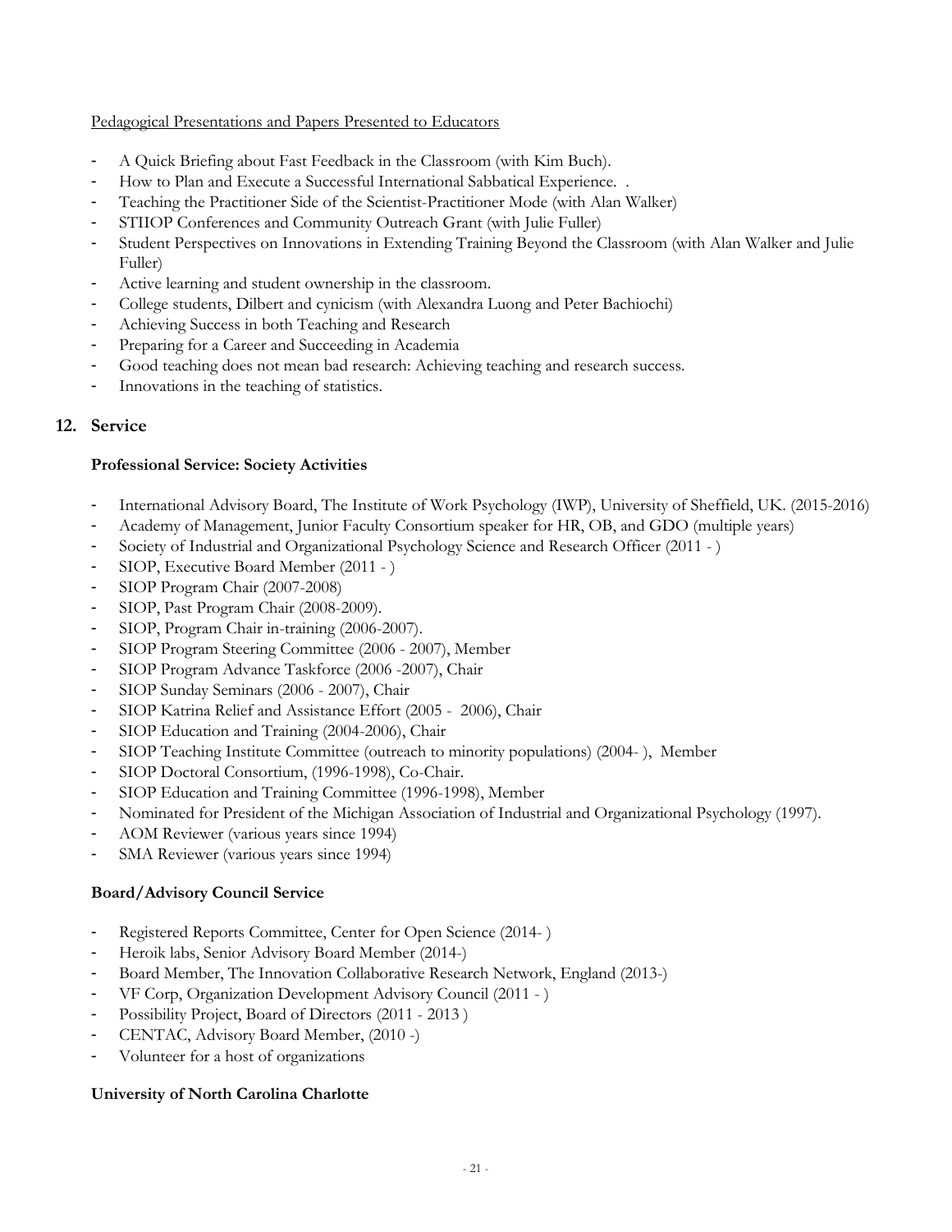Pedagogical Presentations and Papers Presented to Educators

- A Quick Briefing about Fast Feedback in the Classroom (with Kim Buch).
- How to Plan and Execute a Successful International Sabbatical Experience. .
- Teaching the Practitioner Side of the Scientist-Practitioner Mode (with Alan Walker)
- STIIOP Conferences and Community Outreach Grant (with Julie Fuller)
- Student Perspectives on Innovations in Extending Training Beyond the Classroom (with Alan Walker and Julie Fuller)
- Active learning and student ownership in the classroom.
- College students, Dilbert and cynicism (with Alexandra Luong and Peter Bachiochi)
- Achieving Success in both Teaching and Research
- Preparing for a Career and Succeeding in Academia
- Good teaching does not mean bad research: Achieving teaching and research success.
- Innovations in the teaching of statistics.

## 12. Service

### Professional Service: Society Activities

- International Advisory Board, The Institute of Work Psychology (IWP), University of Sheffield, UK. (2015-2016)
- Academy of Management, Junior Faculty Consortium speaker for HR, OB, and GDO (multiple years)
- Society of Industrial and Organizational Psychology Science and Research Officer (2011 - )
- SIOP, Executive Board Member (2011 - )
- SIOP Program Chair (2007-2008)
- SIOP, Past Program Chair (2008-2009).
- SIOP, Program Chair in-training (2006-2007).
- SIOP Program Steering Committee (2006 - 2007), Member
- SIOP Program Advance Taskforce (2006 -2007), Chair
- SIOP Sunday Seminars (2006 - 2007), Chair
- SIOP Katrina Relief and Assistance Effort (2005 - 2006), Chair
- SIOP Education and Training (2004-2006), Chair
- SIOP Teaching Institute Committee (outreach to minority populations) (2004- ), Member
- SIOP Doctoral Consortium, (1996-1998), Co-Chair.
- SIOP Education and Training Committee (1996-1998), Member
- Nominated for President of the Michigan Association of Industrial and Organizational Psychology (1997).
- AOM Reviewer (various years since 1994)
- SMA Reviewer (various years since 1994)

### Board/Advisory Council Service

- Registered Reports Committee, Center for Open Science (2014- )
- Heroik labs, Senior Advisory Board Member (2014-)
- Board Member, The Innovation Collaborative Research Network, England (2013-)
- VF Corp, Organization Development Advisory Council (2011 - )
- Possibility Project, Board of Directors (2011 - 2013 )
- CENTAC, Advisory Board Member, (2010 -)
- Volunteer for a host of organizations

### University of North Carolina Charlotte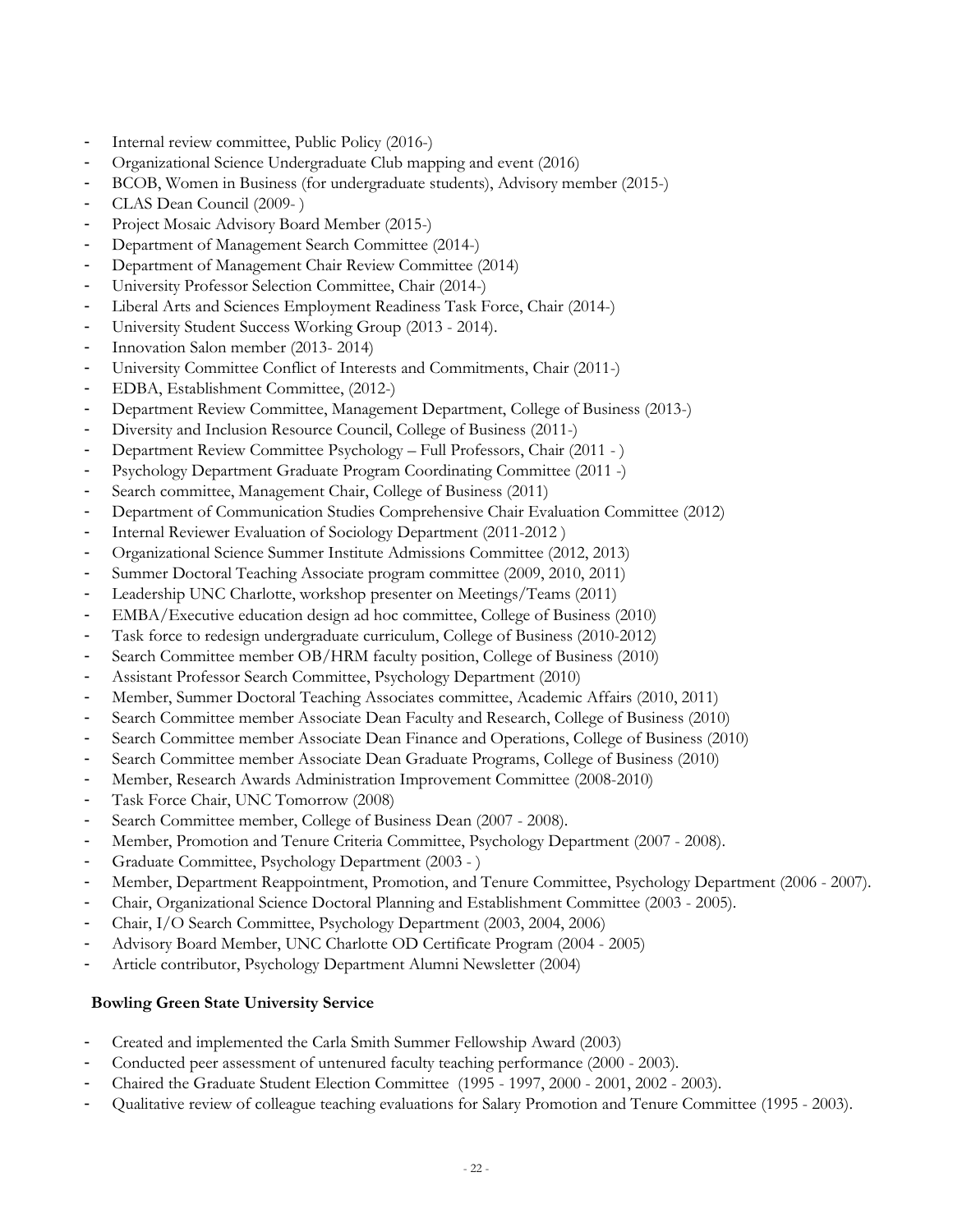- Internal review committee, Public Policy (2016-)
- Organizational Science Undergraduate Club mapping and event (2016)
- BCOB, Women in Business (for undergraduate students), Advisory member (2015-)
- CLAS Dean Council (2009- )
- Project Mosaic Advisory Board Member (2015-)
- Department of Management Search Committee (2014-)
- Department of Management Chair Review Committee (2014)
- University Professor Selection Committee, Chair (2014-)
- Liberal Arts and Sciences Employment Readiness Task Force, Chair (2014-)
- University Student Success Working Group (2013 - 2014).
- Innovation Salon member (2013- 2014)
- University Committee Conflict of Interests and Commitments, Chair (2011-)
- EDBA, Establishment Committee, (2012-)
- Department Review Committee, Management Department, College of Business (2013-)
- Diversity and Inclusion Resource Council, College of Business (2011-)
- Department Review Committee Psychology – Full Professors, Chair (2011 - )
- Psychology Department Graduate Program Coordinating Committee (2011 -)
- Search committee, Management Chair, College of Business (2011)
- Department of Communication Studies Comprehensive Chair Evaluation Committee (2012)
- Internal Reviewer Evaluation of Sociology Department (2011-2012 )
- Organizational Science Summer Institute Admissions Committee (2012, 2013)
- Summer Doctoral Teaching Associate program committee (2009, 2010, 2011)
- Leadership UNC Charlotte, workshop presenter on Meetings/Teams (2011)
- EMBA/Executive education design ad hoc committee, College of Business (2010)
- Task force to redesign undergraduate curriculum, College of Business (2010-2012)
- Search Committee member OB/HRM faculty position, College of Business (2010)
- Assistant Professor Search Committee, Psychology Department (2010)
- Member, Summer Doctoral Teaching Associates committee, Academic Affairs (2010, 2011)
- Search Committee member Associate Dean Faculty and Research, College of Business (2010)
- Search Committee member Associate Dean Finance and Operations, College of Business (2010)
- Search Committee member Associate Dean Graduate Programs, College of Business (2010)
- Member, Research Awards Administration Improvement Committee (2008-2010)
- Task Force Chair, UNC Tomorrow (2008)
- Search Committee member, College of Business Dean (2007 - 2008).
- Member, Promotion and Tenure Criteria Committee, Psychology Department (2007 - 2008).
- Graduate Committee, Psychology Department (2003 - )
- Member, Department Reappointment, Promotion, and Tenure Committee, Psychology Department (2006 - 2007).
- Chair, Organizational Science Doctoral Planning and Establishment Committee (2003 - 2005).
- Chair, I/O Search Committee, Psychology Department (2003, 2004, 2006)
- Advisory Board Member, UNC Charlotte OD Certificate Program (2004 - 2005)
- Article contributor, Psychology Department Alumni Newsletter (2004)

**Bowling Green State University Service**

- Created and implemented the Carla Smith Summer Fellowship Award (2003)
- Conducted peer assessment of untenured faculty teaching performance (2000 - 2003).
- Chaired the Graduate Student Election Committee (1995 - 1997, 2000 - 2001, 2002 - 2003).
- Qualitative review of colleague teaching evaluations for Salary Promotion and Tenure Committee (1995 - 2003).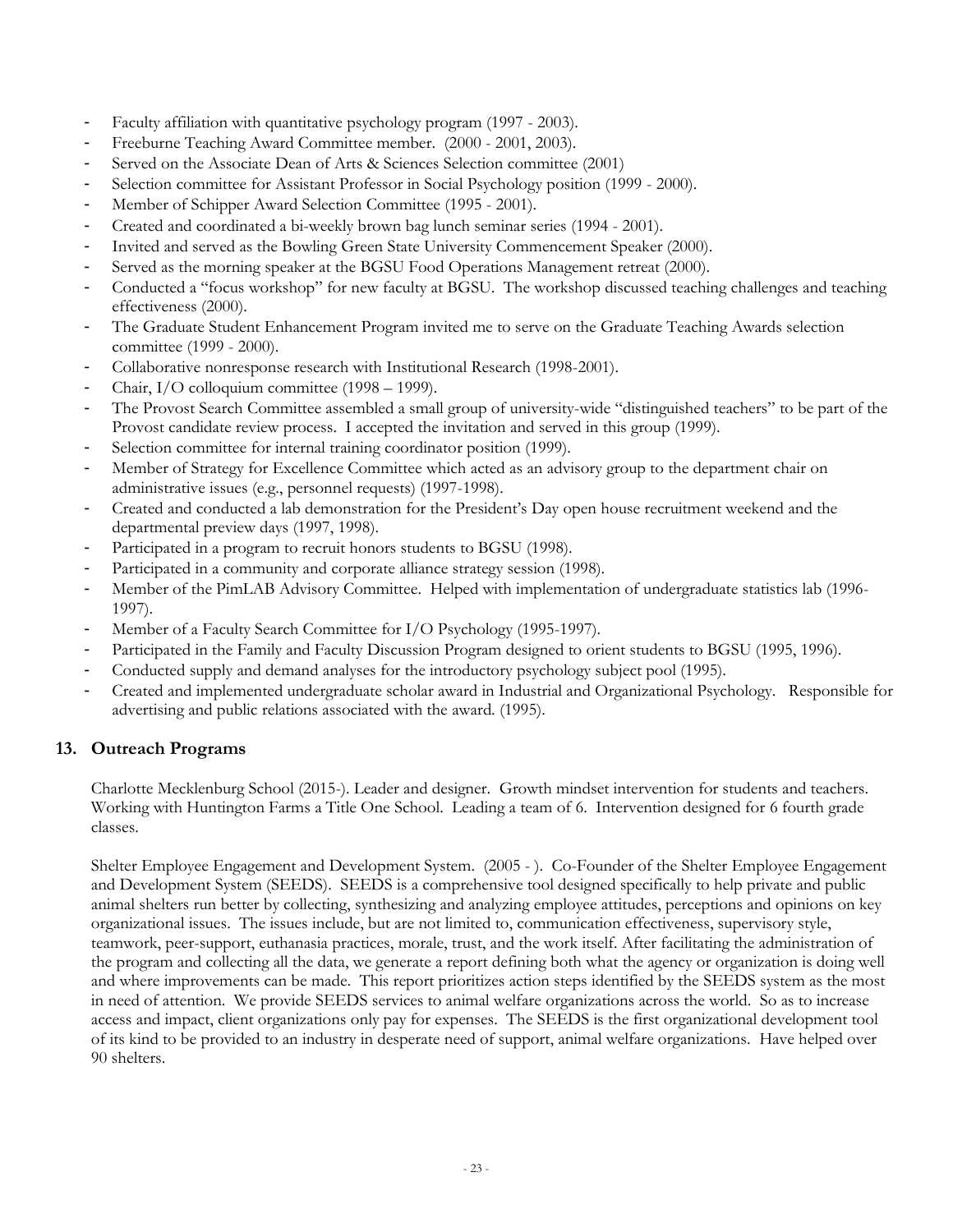- Faculty affiliation with quantitative psychology program (1997 - 2003).
- Freeburne Teaching Award Committee member. (2000 - 2001, 2003).
- Served on the Associate Dean of Arts & Sciences Selection committee (2001)
- Selection committee for Assistant Professor in Social Psychology position (1999 - 2000).
- Member of Schipper Award Selection Committee (1995 - 2001).
- Created and coordinated a bi-weekly brown bag lunch seminar series (1994 - 2001).
- Invited and served as the Bowling Green State University Commencement Speaker (2000).
- Served as the morning speaker at the BGSU Food Operations Management retreat (2000).
- Conducted a "focus workshop" for new faculty at BGSU. The workshop discussed teaching challenges and teaching effectiveness (2000).
- The Graduate Student Enhancement Program invited me to serve on the Graduate Teaching Awards selection committee (1999 - 2000).
- Collaborative nonresponse research with Institutional Research (1998-2001).
- Chair, I/O colloquium committee (1998 – 1999).
- The Provost Search Committee assembled a small group of university-wide "distinguished teachers" to be part of the Provost candidate review process. I accepted the invitation and served in this group (1999).
- Selection committee for internal training coordinator position (1999).
- Member of Strategy for Excellence Committee which acted as an advisory group to the department chair on administrative issues (e.g., personnel requests) (1997-1998).
- Created and conducted a lab demonstration for the President's Day open house recruitment weekend and the departmental preview days (1997, 1998).
- Participated in a program to recruit honors students to BGSU (1998).
- Participated in a community and corporate alliance strategy session (1998).
- Member of the PimLAB Advisory Committee. Helped with implementation of undergraduate statistics lab (1996-1997).
- Member of a Faculty Search Committee for I/O Psychology (1995-1997).
- Participated in the Family and Faculty Discussion Program designed to orient students to BGSU (1995, 1996).
- Conducted supply and demand analyses for the introductory psychology subject pool (1995).
- Created and implemented undergraduate scholar award in Industrial and Organizational Psychology. Responsible for advertising and public relations associated with the award. (1995).

## 13. Outreach Programs

Charlotte Mecklenburg School (2015-). Leader and designer. Growth mindset intervention for students and teachers. Working with Huntington Farms a Title One School. Leading a team of 6. Intervention designed for 6 fourth grade classes.

Shelter Employee Engagement and Development System. (2005 - ). Co-Founder of the Shelter Employee Engagement and Development System (SEEDS). SEEDS is a comprehensive tool designed specifically to help private and public animal shelters run better by collecting, synthesizing and analyzing employee attitudes, perceptions and opinions on key organizational issues. The issues include, but are not limited to, communication effectiveness, supervisory style, teamwork, peer-support, euthanasia practices, morale, trust, and the work itself. After facilitating the administration of the program and collecting all the data, we generate a report defining both what the agency or organization is doing well and where improvements can be made. This report prioritizes action steps identified by the SEEDS system as the most in need of attention. We provide SEEDS services to animal welfare organizations across the world. So as to increase access and impact, client organizations only pay for expenses. The SEEDS is the first organizational development tool of its kind to be provided to an industry in desperate need of support, animal welfare organizations. Have helped over 90 shelters.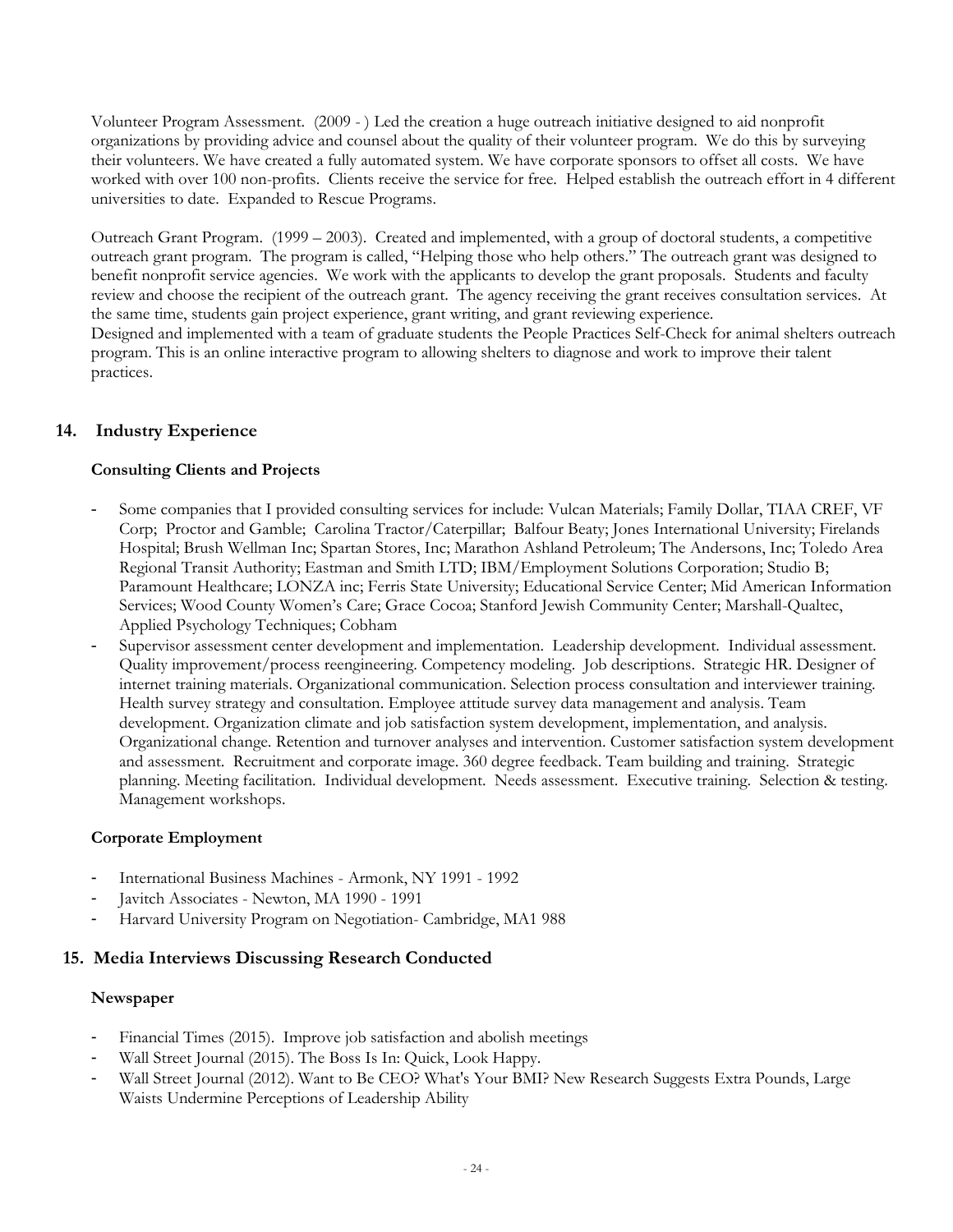Volunteer Program Assessment. (2009 - ) Led the creation a huge outreach initiative designed to aid nonprofit organizations by providing advice and counsel about the quality of their volunteer program. We do this by surveying their volunteers. We have created a fully automated system. We have corporate sponsors to offset all costs. We have worked with over 100 non-profits. Clients receive the service for free. Helped establish the outreach effort in 4 different universities to date. Expanded to Rescue Programs.

Outreach Grant Program. (1999 – 2003). Created and implemented, with a group of doctoral students, a competitive outreach grant program. The program is called, "Helping those who help others." The outreach grant was designed to benefit nonprofit service agencies. We work with the applicants to develop the grant proposals. Students and faculty review and choose the recipient of the outreach grant. The agency receiving the grant receives consultation services. At the same time, students gain project experience, grant writing, and grant reviewing experience.
Designed and implemented with a team of graduate students the People Practices Self-Check for animal shelters outreach program. This is an online interactive program to allowing shelters to diagnose and work to improve their talent practices.

## 14. Industry Experience

### Consulting Clients and Projects

- Some companies that I provided consulting services for include: Vulcan Materials; Family Dollar, TIAA CREF, VF Corp; Proctor and Gamble; Carolina Tractor/Caterpillar; Balfour Beaty; Jones International University; Firelands Hospital; Brush Wellman Inc; Spartan Stores, Inc; Marathon Ashland Petroleum; The Andersons, Inc; Toledo Area Regional Transit Authority; Eastman and Smith LTD; IBM/Employment Solutions Corporation; Studio B; Paramount Healthcare; LONZA inc; Ferris State University; Educational Service Center; Mid American Information Services; Wood County Women's Care; Grace Cocoa; Stanford Jewish Community Center; Marshall-Qualtec, Applied Psychology Techniques; Cobham
- Supervisor assessment center development and implementation. Leadership development. Individual assessment. Quality improvement/process reengineering. Competency modeling. Job descriptions. Strategic HR. Designer of internet training materials. Organizational communication. Selection process consultation and interviewer training. Health survey strategy and consultation. Employee attitude survey data management and analysis. Team development. Organization climate and job satisfaction system development, implementation, and analysis. Organizational change. Retention and turnover analyses and intervention. Customer satisfaction system development and assessment. Recruitment and corporate image. 360 degree feedback. Team building and training. Strategic planning. Meeting facilitation. Individual development. Needs assessment. Executive training. Selection & testing. Management workshops.

### Corporate Employment

- International Business Machines - Armonk, NY 1991 - 1992
- Javitch Associates - Newton, MA 1990 - 1991
- Harvard University Program on Negotiation- Cambridge, MA1 988

## 15. Media Interviews Discussing Research Conducted

### Newspaper

- Financial Times (2015). Improve job satisfaction and abolish meetings
- Wall Street Journal (2015). The Boss Is In: Quick, Look Happy.
- Wall Street Journal (2012). Want to Be CEO? What's Your BMI? New Research Suggests Extra Pounds, Large Waists Undermine Perceptions of Leadership Ability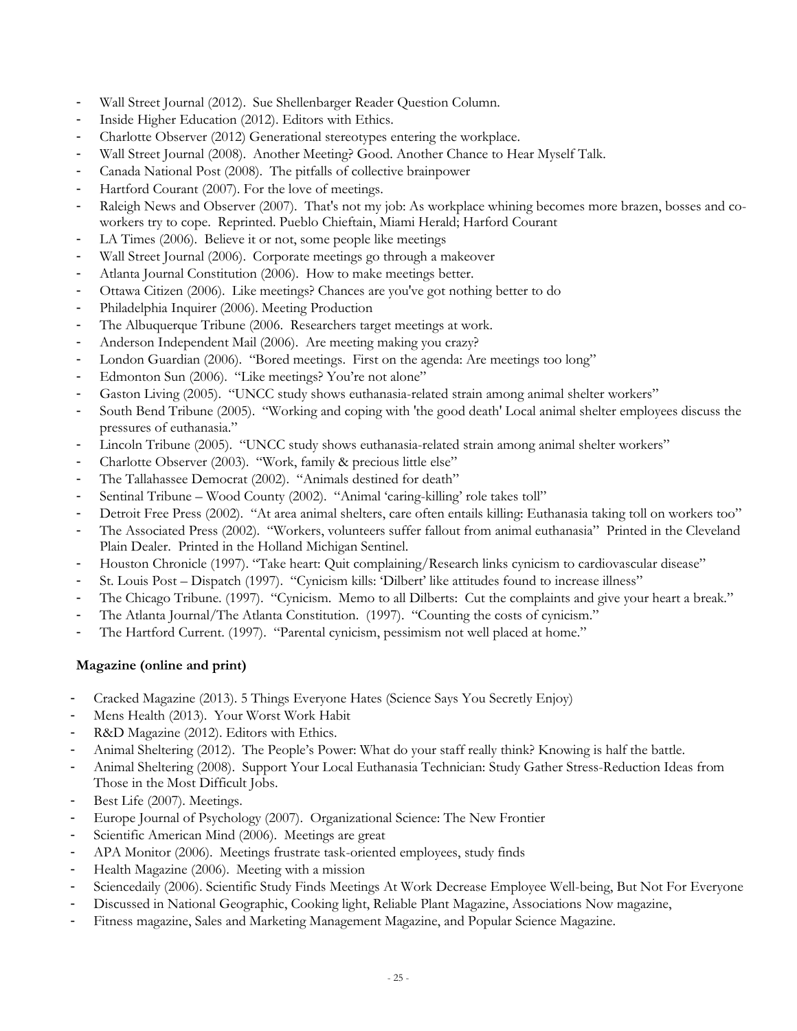- Wall Street Journal (2012). Sue Shellenbarger Reader Question Column.
- Inside Higher Education (2012). Editors with Ethics.
- Charlotte Observer (2012) Generational stereotypes entering the workplace.
- Wall Street Journal (2008). Another Meeting? Good. Another Chance to Hear Myself Talk.
- Canada National Post (2008). The pitfalls of collective brainpower
- Hartford Courant (2007). For the love of meetings.
- Raleigh News and Observer (2007). That's not my job: As workplace whining becomes more brazen, bosses and co-workers try to cope. Reprinted. Pueblo Chieftain, Miami Herald; Harford Courant
- LA Times (2006). Believe it or not, some people like meetings
- Wall Street Journal (2006). Corporate meetings go through a makeover
- Atlanta Journal Constitution (2006). How to make meetings better.
- Ottawa Citizen (2006). Like meetings? Chances are you've got nothing better to do
- Philadelphia Inquirer (2006). Meeting Production
- The Albuquerque Tribune (2006. Researchers target meetings at work.
- Anderson Independent Mail (2006). Are meeting making you crazy?
- London Guardian (2006). "Bored meetings. First on the agenda: Are meetings too long"
- Edmonton Sun (2006). "Like meetings? You're not alone"
- Gaston Living (2005). "UNCC study shows euthanasia-related strain among animal shelter workers"
- South Bend Tribune (2005). "Working and coping with 'the good death' Local animal shelter employees discuss the pressures of euthanasia."
- Lincoln Tribune (2005). "UNCC study shows euthanasia-related strain among animal shelter workers"
- Charlotte Observer (2003). "Work, family & precious little else"
- The Tallahassee Democrat (2002). "Animals destined for death"
- Sentinal Tribune – Wood County (2002). "Animal 'caring-killing' role takes toll"
- Detroit Free Press (2002). "At area animal shelters, care often entails killing: Euthanasia taking toll on workers too"
- The Associated Press (2002). "Workers, volunteers suffer fallout from animal euthanasia" Printed in the Cleveland Plain Dealer. Printed in the Holland Michigan Sentinel.
- Houston Chronicle (1997). "Take heart: Quit complaining/Research links cynicism to cardiovascular disease"
- St. Louis Post – Dispatch (1997). "Cynicism kills: 'Dilbert' like attitudes found to increase illness"
- The Chicago Tribune. (1997). "Cynicism. Memo to all Dilberts: Cut the complaints and give your heart a break."
- The Atlanta Journal/The Atlanta Constitution. (1997). "Counting the costs of cynicism."
- The Hartford Current. (1997). "Parental cynicism, pessimism not well placed at home."

**Magazine (online and print)**

- Cracked Magazine (2013). 5 Things Everyone Hates (Science Says You Secretly Enjoy)
- Mens Health (2013). Your Worst Work Habit
- R&D Magazine (2012). Editors with Ethics.
- Animal Sheltering (2012). The People's Power: What do your staff really think? Knowing is half the battle.
- Animal Sheltering (2008). Support Your Local Euthanasia Technician: Study Gather Stress-Reduction Ideas from Those in the Most Difficult Jobs.
- Best Life (2007). Meetings.
- Europe Journal of Psychology (2007). Organizational Science: The New Frontier
- Scientific American Mind (2006). Meetings are great
- APA Monitor (2006). Meetings frustrate task-oriented employees, study finds
- Health Magazine (2006). Meeting with a mission
- Sciencedaily (2006). Scientific Study Finds Meetings At Work Decrease Employee Well-being, But Not For Everyone
- Discussed in National Geographic, Cooking light, Reliable Plant Magazine, Associations Now magazine,
- Fitness magazine, Sales and Marketing Management Magazine, and Popular Science Magazine.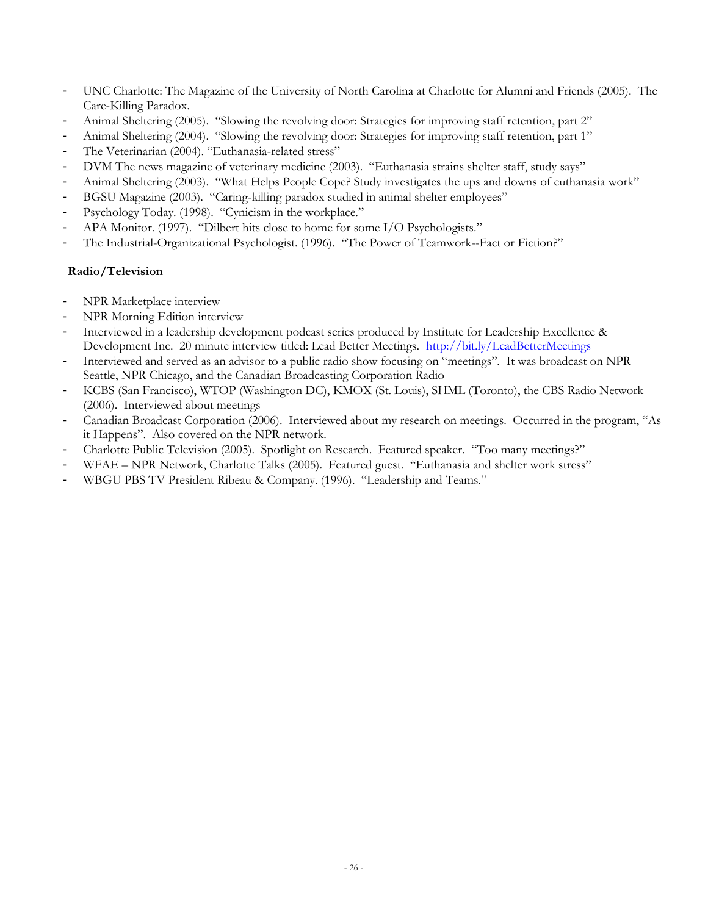- UNC Charlotte: The Magazine of the University of North Carolina at Charlotte for Alumni and Friends (2005). The Care-Killing Paradox.
- Animal Sheltering (2005). "Slowing the revolving door: Strategies for improving staff retention, part 2"
- Animal Sheltering (2004). "Slowing the revolving door: Strategies for improving staff retention, part 1"
- The Veterinarian (2004). "Euthanasia-related stress"
- DVM The news magazine of veterinary medicine (2003). "Euthanasia strains shelter staff, study says"
- Animal Sheltering (2003). "What Helps People Cope? Study investigates the ups and downs of euthanasia work"
- BGSU Magazine (2003). "Caring-killing paradox studied in animal shelter employees"
- Psychology Today. (1998). "Cynicism in the workplace."
- APA Monitor. (1997). "Dilbert hits close to home for some I/O Psychologists."
- The Industrial-Organizational Psychologist. (1996). "The Power of Teamwork--Fact or Fiction?"

**Radio/Television**

- NPR Marketplace interview
- NPR Morning Edition interview
- Interviewed in a leadership development podcast series produced by Institute for Leadership Excellence & Development Inc. 20 minute interview titled: Lead Better Meetings. http://bit.ly/LeadBetterMeetings
- Interviewed and served as an advisor to a public radio show focusing on "meetings". It was broadcast on NPR Seattle, NPR Chicago, and the Canadian Broadcasting Corporation Radio
- KCBS (San Francisco), WTOP (Washington DC), KMOX (St. Louis), SHML (Toronto), the CBS Radio Network (2006). Interviewed about meetings
- Canadian Broadcast Corporation (2006). Interviewed about my research on meetings. Occurred in the program, "As it Happens". Also covered on the NPR network.
- Charlotte Public Television (2005). Spotlight on Research. Featured speaker. "Too many meetings?"
- WFAE – NPR Network, Charlotte Talks (2005). Featured guest. "Euthanasia and shelter work stress"
- WBGU PBS TV President Ribeau & Company. (1996). "Leadership and Teams."